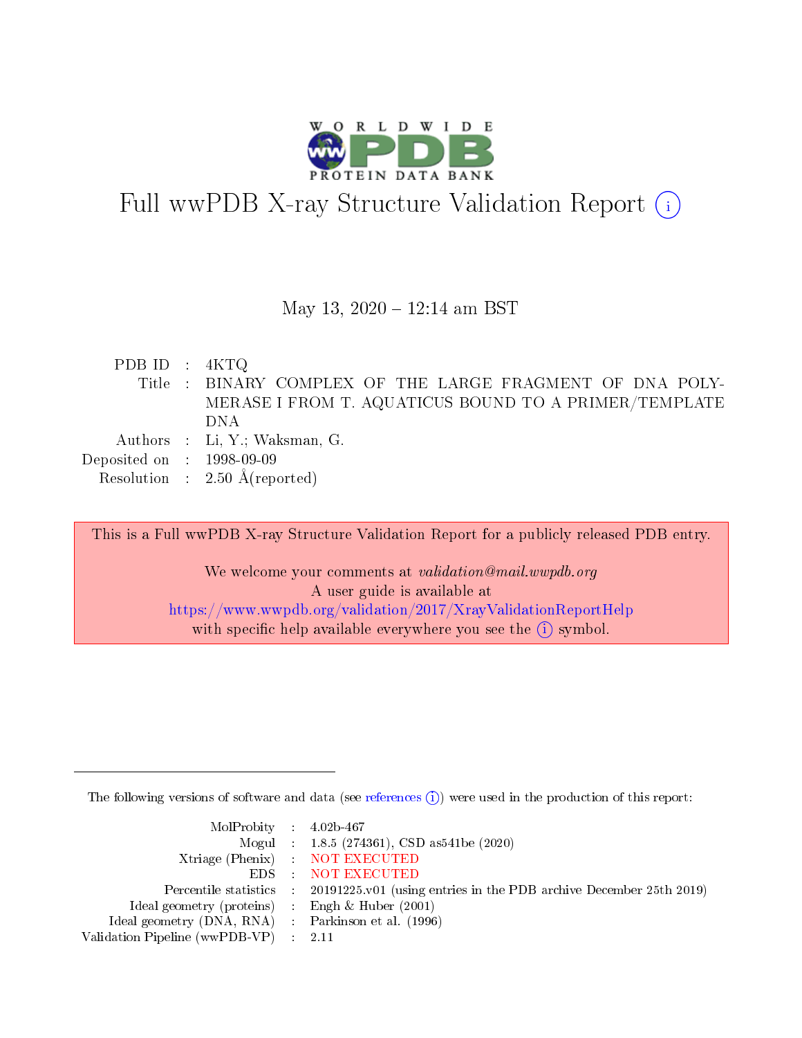# Full wwPDB X-ray Structure Validation Report

May 13, 2020 – 12:14 am BST

| | | |
|---|---|---|
| PDB ID | : | 4KTQ |
| Title | : | BINARY COMPLEX OF THE LARGE FRAGMENT OF DNA POLYMERASE I FROM T. AQUATICUS BOUND TO A PRIMER/TEMPLATE DNA |
| Authors | : | Li, Y.; Waksman, G. |
| Deposited on | : | 1998-09-09 |
| Resolution | : | 2.50 Å(reported) |

This is a Full wwPDB X-ray Structure Validation Report for a publicly released PDB entry.

We welcome your comments at *validation@mail.wwpdb.org*
A user guide is available at
https://www.wwpdb.org/validation/2017/XrayValidationReportHelp
with specific help available everywhere you see the (i) symbol.

The following versions of software and data (see references (i)) were used in the production of this report:

| | | |
|---|---|---|
| MolProbity | : | 4.02b-467 |
| Mogul | : | 1.8.5 (274361), CSD as541be (2020) |
| Xtriage (Phenix) | : | NOT EXECUTED |
| EDS | : | NOT EXECUTED |
| Percentile statistics | : | 20191225.v01 (using entries in the PDB archive December 25th 2019) |
| Ideal geometry (proteins) | : | Engh & Huber (2001) |
| Ideal geometry (DNA, RNA) | : | Parkinson et al. (1996) |
| Validation Pipeline (wwPDB-VP) | : | 2.11 |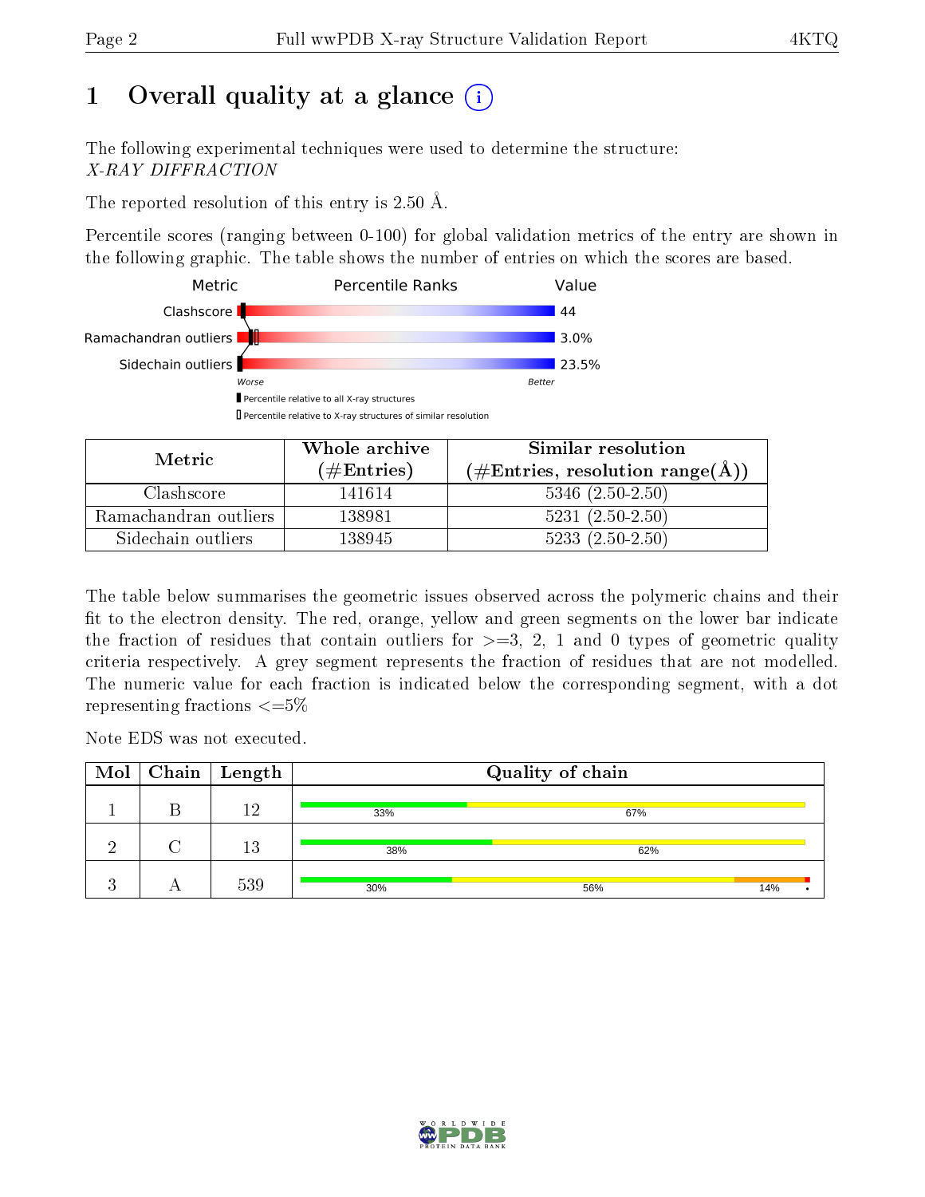# 1 Overall quality at a glance

The following experimental techniques were used to determine the structure:
*X-RAY DIFFRACTION*

The reported resolution of this entry is 2.50 Å.

Percentile scores (ranging between 0-100) for global validation metrics of the entry are shown in the following graphic. The table shows the number of entries on which the scores are based.

| Metric | Value |
|---|---|
| Clashscore | 44 |
| Ramachandran outliers | 3.0% |
| Sidechain outliers | 23.5% |

| Metric | Whole archive (#Entries) | Similar resolution (#Entries, resolution range(Å)) |
|---|---|---|
| Clashscore | 141614 | 5346 (2.50-2.50) |
| Ramachandran outliers | 138981 | 5231 (2.50-2.50) |
| Sidechain outliers | 138945 | 5233 (2.50-2.50) |

The table below summarises the geometric issues observed across the polymeric chains and their fit to the electron density. The red, orange, yellow and green segments on the lower bar indicate the fraction of residues that contain outliers for >=3, 2, 1 and 0 types of geometric quality criteria respectively. A grey segment represents the fraction of residues that are not modelled. The numeric value for each fraction is indicated below the corresponding segment, with a dot representing fractions <=5%

Note EDS was not executed.

| Mol | Chain | Length | Quality of chain |
|---|---|---|---|
| 1 | B | 12 | 33% 67% |
| 2 | C | 13 | 38% 62% |
| 3 | A | 539 | 30% 56% 14% • |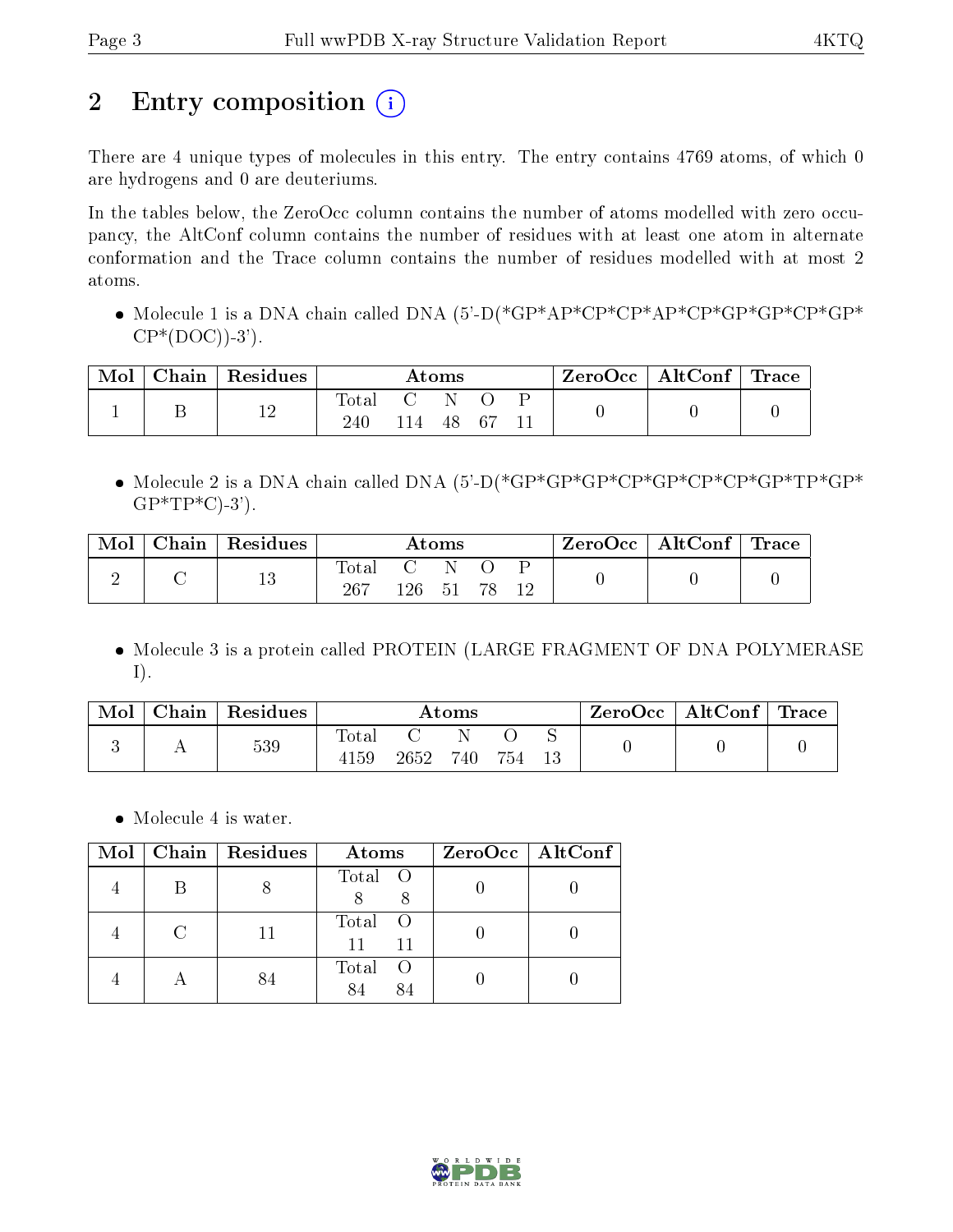# 2 Entry composition

There are 4 unique types of molecules in this entry. The entry contains 4769 atoms, of which 0 are hydrogens and 0 are deuteriums.

In the tables below, the ZeroOcc column contains the number of atoms modelled with zero occupancy, the AltConf column contains the number of residues with at least one atom in alternate conformation and the Trace column contains the number of residues modelled with at most 2 atoms.

- Molecule 1 is a DNA chain called DNA (5'-D(*GP*AP*CP*CP*AP*CP*GP*GP*CP*GP*CP*(DOC))-3').

| Mol | Chain | Residues | Atoms | | | | | ZeroOcc | AltConf | Trace |
|---|---|---|---|---|---|---|---|---|---|---|
| 1 | B | 12 | Total | C | N | O | P | 0 | 0 | 0 |
| | | | 240 | 114 | 48 | 67 | 11 | | | |

- Molecule 2 is a DNA chain called DNA (5'-D(*GP*GP*GP*CP*GP*CP*CP*GP*TP*GP*GP*TP*C)-3').

| Mol | Chain | Residues | Atoms | | | | | ZeroOcc | AltConf | Trace |
|---|---|---|---|---|---|---|---|---|---|---|
| 2 | C | 13 | Total | C | N | O | P | 0 | 0 | 0 |
| | | | 267 | 126 | 51 | 78 | 12 | | | |

- Molecule 3 is a protein called PROTEIN (LARGE FRAGMENT OF DNA POLYMERASE I).

| Mol | Chain | Residues | Atoms | | | | | ZeroOcc | AltConf | Trace |
|---|---|---|---|---|---|---|---|---|---|---|
| 3 | A | 539 | Total | C | N | O | S | 0 | 0 | 0 |
| | | | 4159 | 2652 | 740 | 754 | 13 | | | |

- Molecule 4 is water.

| Mol | Chain | Residues | Atoms | | ZeroOcc | AltConf |
|---|---|---|---|---|---|---|
| 4 | B | 8 | Total | O | 0 | 0 |
| | | | 8 | 8 | | |
| 4 | C | 11 | Total | O | 0 | 0 |
| | | | 11 | 11 | | |
| 4 | A | 84 | Total | O | 0 | 0 |
| | | | 84 | 84 | | |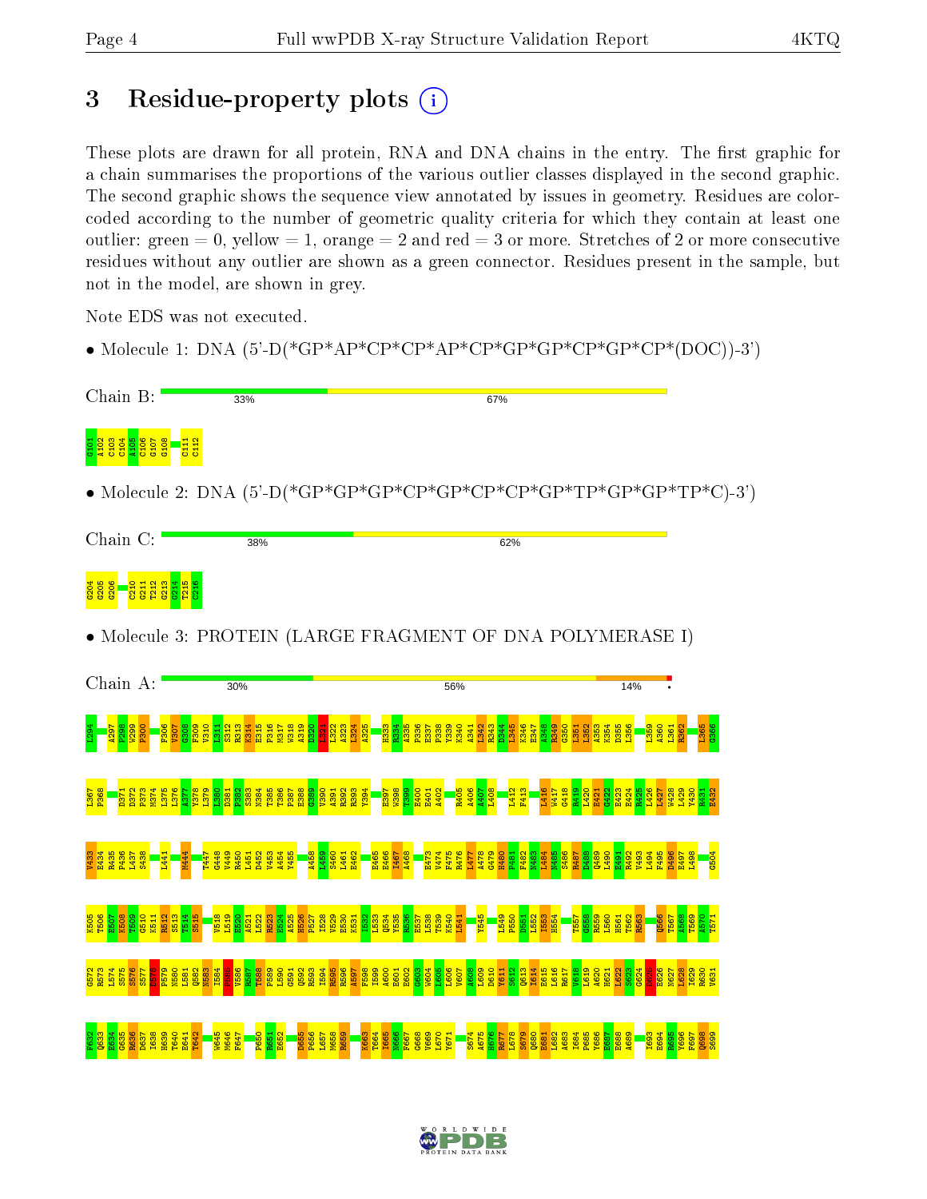# 3 Residue-property plots

These plots are drawn for all protein, RNA and DNA chains in the entry. The first graphic for a chain summarises the proportions of the various outlier classes displayed in the second graphic. The second graphic shows the sequence view annotated by issues in geometry. Residues are color-coded according to the number of geometric quality criteria for which they contain at least one outlier: green = 0, yellow = 1, orange = 2 and red = 3 or more. Stretches of 2 or more consecutive residues without any outlier are shown as a green connector. Residues present in the sample, but not in the model, are shown in grey.

Note EDS was not executed.

- Molecule 1: DNA (5'-D(*GP*AP*CP*CP*AP*CP*GP*GP*CP*GP*CP*(DOC))-3')

Chain B: 33% 67%

G101 A102 C103 C104 A105 C106 G107 G108 C111 C112

- Molecule 2: DNA (5'-D(*GP*GP*GP*CP*GP*CP*CP*GP*TP*GP*GP*TP*C)-3')

Chain C: 38% 62%

G204 G205 G206 C210 G211 T212 G213 G214 T215 C216

- Molecule 3: PROTEIN (LARGE FRAGMENT OF DNA POLYMERASE I)

Chain A: 30% 56% 14%

L294 A297 P298 W299 P300 F306 V307 G308 F309 V310 L311 S312 R313 K314 E315 P316 M317 W318 A319 D320 L321 L322 A323 L324 A325 H333 R334 A335 P336 E337 P338 Y339 K340 A341 L342 R343 D344 L345 K346 E347 A348 R349 G350 L351 L352 A353 K354 D355 L356 L359 A360 L361 R362 L365 G366

L367 P368 D371 D372 P373 M374 L375 L376 A377 Y378 L379 L380 D381 P382 S383 N384 T385 T386 P387 E388 G389 V390 A391 R392 R393 Y394 E397 W398 T399 E400 E401 A402 R405 A406 A407 L408 L412 F413 L416 W417 G418 R419 L420 E421 G422 E423 E424 R425 L426 L427 W428 L429 Y430 R431 E432

V433 E434 R435 P436 L437 S438 L441 M444 T447 G448 V449 R450 L451 D452 V453 A454 Y455 A458 L459 S460 L461 E462 E465 E466 I467 A468 E473 V474 F475 R476 L477 A478 G479 H480 P481 F482 N483 L484 N485 S486 R487 D488 Q489 L490 E491 R492 V493 L494 F495 D496 E497 L498 G504

K505 T506 E507 K508 T509 G510 K511 R512 S513 T514 S515 V518 L519 E520 A521 L522 R523 E524 A525 H526 P527 I528 V529 E530 K531 I532 L533 Q534 Y535 R536 E537 L538 T539 K540 L541 Y545 L549 P550 D551 L552 I553 H554 T557 G558 R559 L560 H561 T562 R563 Q566 T567 A568 T569 A570 T571

G572 R573 L574 S575 S576 S577 D578 P579 N580 L581 Q582 N583 I584 P585 V586 R587 T588 P589 L590 G591 Q592 R593 I594 R595 R596 A597 F598 I599 A600 E601 E602 G603 W604 L605 L606 V607 A608 L609 D610 Y611 S612 Q613 I614 E615 L616 R617 V618 L619 A620 H621 L622 S623 G624 D625 E626 N627 L628 I629 R630 V631

F632 Q633 E634 G635 R636 D637 I638 H639 T640 E641 T642 W645 M646 F647 P650 R651 E652 D655 P656 L657 M658 R659 K663 T664 I665 N666 F667 G668 V669 L670 Y671 S674 A675 H676 R677 L678 S679 Q680 E681 L682 A683 I684 P685 Y686 E687 E688 A689 I693 E694 R695 Y696 F697 Q698 S699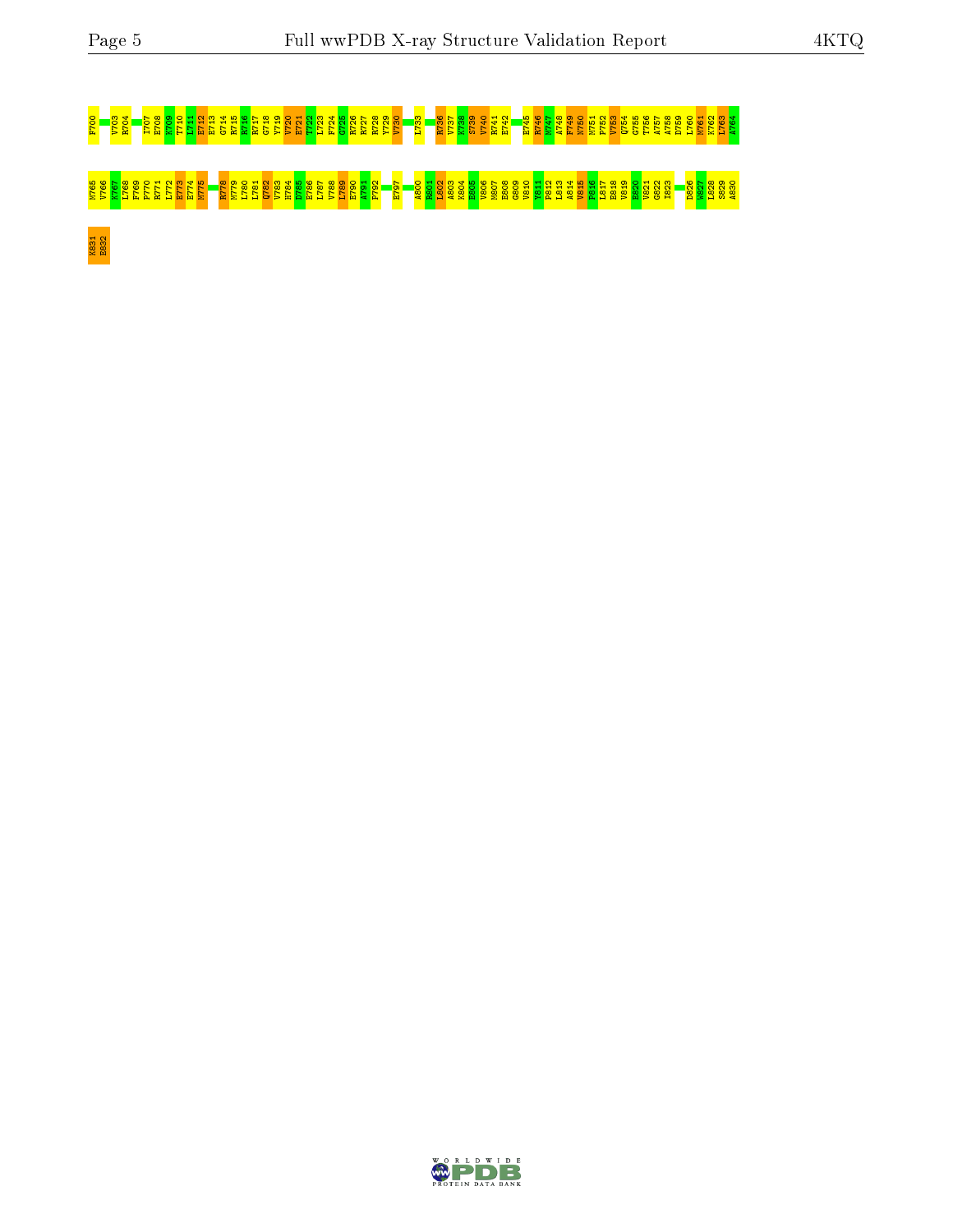F700 V703 R704 I707 E708 K709 T710 I711 E712 E713 G714 R715 R716 R717 G718 Y719 V720 E721 T722 L723 F724 G725 R726 R727 R728 Y729 V730 L733 R736 V737 K738 S739 V740 R741 E742 E745 R746 M747 A748 F749 N750 M751 P752 V753 Q754 G755 T756 A757 A758 D759 L760 M761 K762 L763 A764

M765 V766 K767 L768 F769 P770 R771 L772 E773 E774 M775 R778 M779 L780 L781 Q782 V783 H784 D785 E786 L787 V788 L789 E790 A791 P792 E797 A800 R801 L802 A803 K804 E805 V806 M807 E808 G809 V810 Y811 P812 L813 A814 V815 P816 L817 E818 V819 E820 V821 G822 I823 D826 W827 L828 S829 A830

K831 E832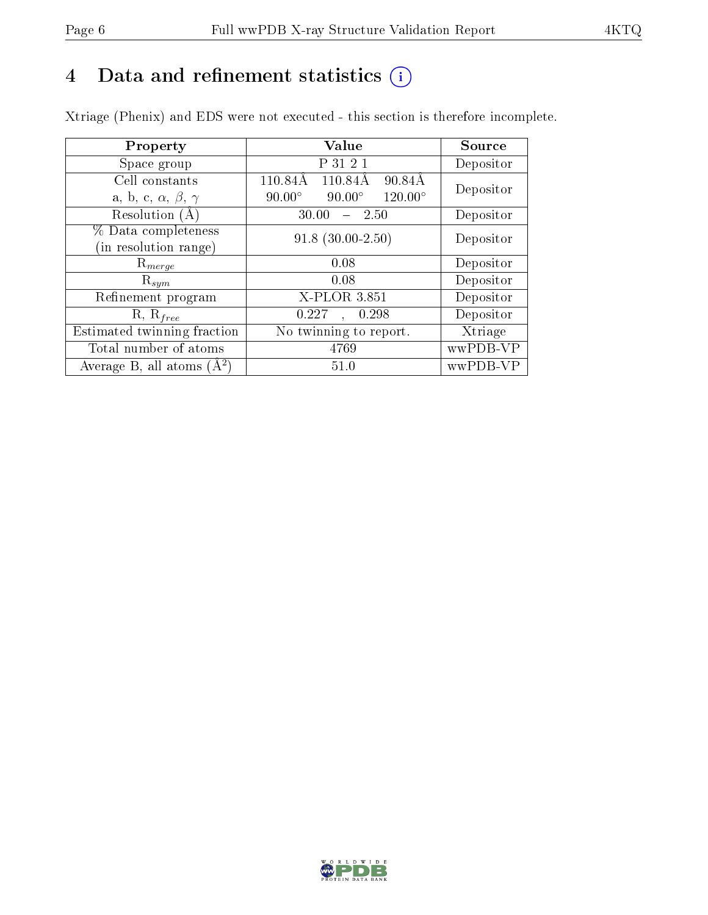# 4 Data and refinement statistics (i)

Xtriage (Phenix) and EDS were not executed - this section is therefore incomplete.

| Property | Value | Source |
|---|---|---|
| Space group | P 31 2 1 | Depositor |
| Cell constants<br>a, b, c, $\alpha$, $\beta$, $\gamma$ | 110.84Å 110.84Å 90.84Å<br>90.00° 90.00° 120.00° | Depositor |
| Resolution (Å) | 30.00 – 2.50 | Depositor |
| % Data completeness<br>(in resolution range) | 91.8 (30.00-2.50) | Depositor |
| $R_{merge}$ | 0.08 | Depositor |
| $R_{sym}$ | 0.08 | Depositor |
| Refinement program | X-PLOR 3.851 | Depositor |
| R, $R_{free}$ | 0.227 , 0.298 | Depositor |
| Estimated twinning fraction | No twinning to report. | Xtriage |
| Total number of atoms | 4769 | wwPDB-VP |
| Average B, all atoms ($Å^2$) | 51.0 | wwPDB-VP |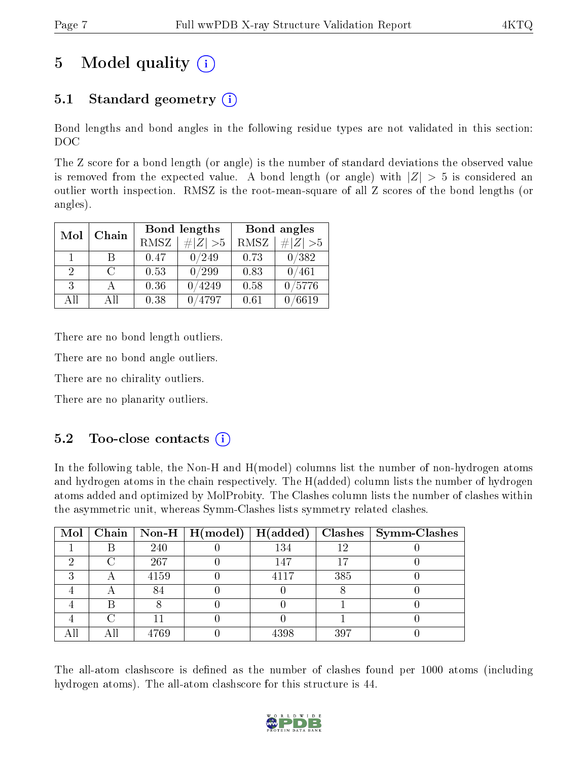# 5 Model quality (i)

## 5.1 Standard geometry (i)

Bond lengths and bond angles in the following residue types are not validated in this section: DOC

The Z score for a bond length (or angle) is the number of standard deviations the observed value is removed from the expected value. A bond length (or angle) with $|Z| > 5$ is considered an outlier worth inspection. RMSZ is the root-mean-square of all Z scores of the bond lengths (or angles).

| Mol | Chain | Bond lengths | | Bond angles | |
|---|---|---|---|---|---|
| | | RMSZ | $\#\|Z\|>5$ | RMSZ | $\#\|Z\|>5$ |
| 1 | B | 0.47 | 0/249 | 0.73 | 0/382 |
| 2 | C | 0.53 | 0/299 | 0.83 | 0/461 |
| 3 | A | 0.36 | 0/4249 | 0.58 | 0/5776 |
| All | All | 0.38 | 0/4797 | 0.61 | 0/6619 |

There are no bond length outliers.

There are no bond angle outliers.

There are no chirality outliers.

There are no planarity outliers.

## 5.2 Too-close contacts (i)

In the following table, the Non-H and H(model) columns list the number of non-hydrogen atoms and hydrogen atoms in the chain respectively. The H(added) column lists the number of hydrogen atoms added and optimized by MolProbity. The Clashes column lists the number of clashes within the asymmetric unit, whereas Symm-Clashes lists symmetry related clashes.

| Mol | Chain | Non-H | H(model) | H(added) | Clashes | Symm-Clashes |
|---|---|---|---|---|---|---|
| 1 | B | 240 | 0 | 134 | 12 | 0 |
| 2 | C | 267 | 0 | 147 | 17 | 0 |
| 3 | A | 4159 | 0 | 4117 | 385 | 0 |
| 4 | A | 84 | 0 | 0 | 8 | 0 |
| 4 | B | 8 | 0 | 0 | 1 | 0 |
| 4 | C | 11 | 0 | 0 | 1 | 0 |
| All | All | 4769 | 0 | 4398 | 397 | 0 |

The all-atom clashscore is defined as the number of clashes found per 1000 atoms (including hydrogen atoms). The all-atom clashscore for this structure is 44.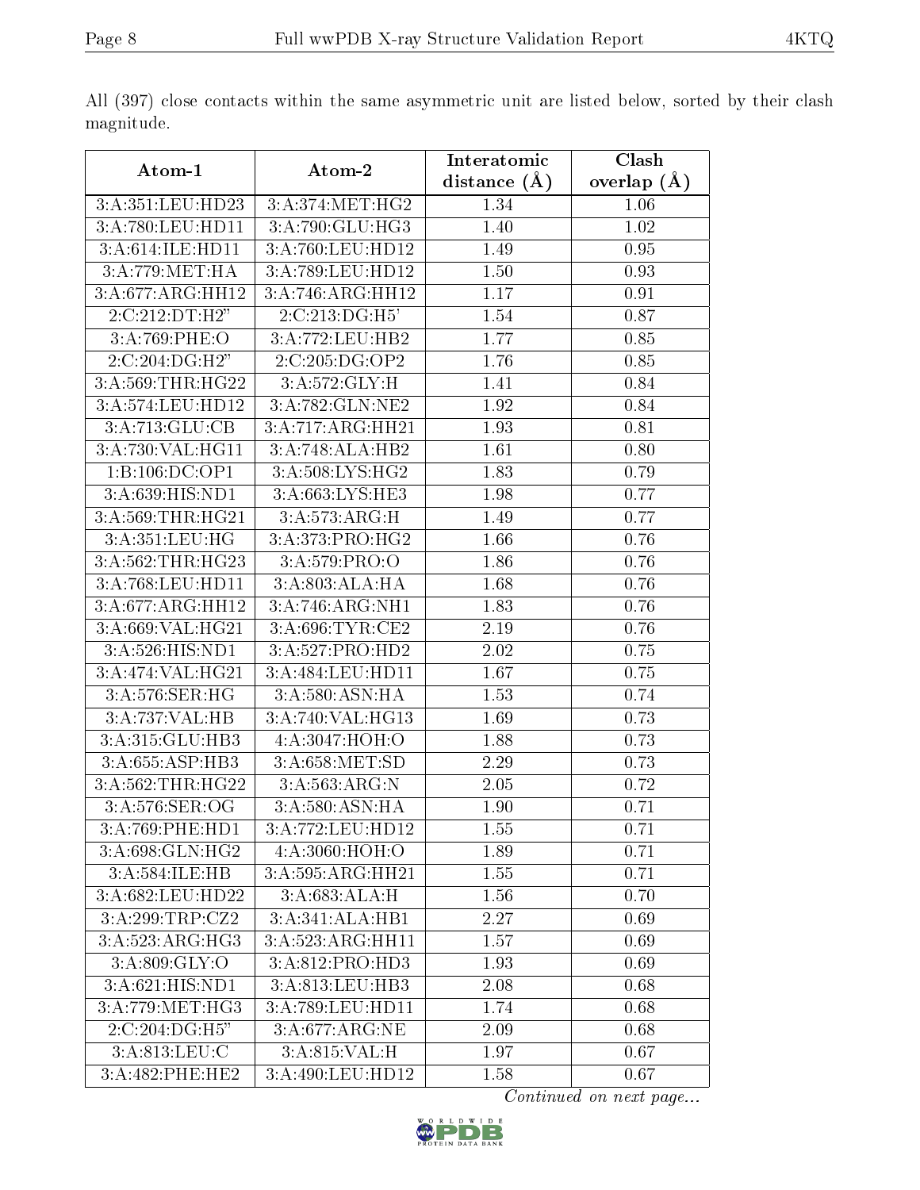All (397) close contacts within the same asymmetric unit are listed below, sorted by their clash magnitude.

| Atom-1 | Atom-2 | Interatomic distance (Å) | Clash overlap (Å) |
|---|---|---|---|
| 3:A:351:LEU:HD23 | 3:A:374:MET:HG2 | 1.34 | 1.06 |
| 3:A:780:LEU:HD11 | 3:A:790:GLU:HG3 | 1.40 | 1.02 |
| 3:A:614:ILE:HD11 | 3:A:760:LEU:HD12 | 1.49 | 0.95 |
| 3:A:779:MET:HA | 3:A:789:LEU:HD12 | 1.50 | 0.93 |
| 3:A:677:ARG:HH12 | 3:A:746:ARG:HH12 | 1.17 | 0.91 |
| 2:C:212:DT:H2" | 2:C:213:DG:H5' | 1.54 | 0.87 |
| 3:A:769:PHE:O | 3:A:772:LEU:HB2 | 1.77 | 0.85 |
| 2:C:204:DG:H2" | 2:C:205:DG:OP2 | 1.76 | 0.85 |
| 3:A:569:THR:HG22 | 3:A:572:GLY:H | 1.41 | 0.84 |
| 3:A:574:LEU:HD12 | 3:A:782:GLN:NE2 | 1.92 | 0.84 |
| 3:A:713:GLU:CB | 3:A:717:ARG:HH21 | 1.93 | 0.81 |
| 3:A:730:VAL:HG11 | 3:A:748:ALA:HB2 | 1.61 | 0.80 |
| 1:B:106:DC:OP1 | 3:A:508:LYS:HG2 | 1.83 | 0.79 |
| 3:A:639:HIS:ND1 | 3:A:663:LYS:HE3 | 1.98 | 0.77 |
| 3:A:569:THR:HG21 | 3:A:573:ARG:H | 1.49 | 0.77 |
| 3:A:351:LEU:HG | 3:A:373:PRO:HG2 | 1.66 | 0.76 |
| 3:A:562:THR:HG23 | 3:A:579:PRO:O | 1.86 | 0.76 |
| 3:A:768:LEU:HD11 | 3:A:803:ALA:HA | 1.68 | 0.76 |
| 3:A:677:ARG:HH12 | 3:A:746:ARG:NH1 | 1.83 | 0.76 |
| 3:A:669:VAL:HG21 | 3:A:696:TYR:CE2 | 2.19 | 0.76 |
| 3:A:526:HIS:ND1 | 3:A:527:PRO:HD2 | 2.02 | 0.75 |
| 3:A:474:VAL:HG21 | 3:A:484:LEU:HD11 | 1.67 | 0.75 |
| 3:A:576:SER:HG | 3:A:580:ASN:HA | 1.53 | 0.74 |
| 3:A:737:VAL:HB | 3:A:740:VAL:HG13 | 1.69 | 0.73 |
| 3:A:315:GLU:HB3 | 4:A:3047:HOH:O | 1.88 | 0.73 |
| 3:A:655:ASP:HB3 | 3:A:658:MET:SD | 2.29 | 0.73 |
| 3:A:562:THR:HG22 | 3:A:563:ARG:N | 2.05 | 0.72 |
| 3:A:576:SER:OG | 3:A:580:ASN:HA | 1.90 | 0.71 |
| 3:A:769:PHE:HD1 | 3:A:772:LEU:HD12 | 1.55 | 0.71 |
| 3:A:698:GLN:HG2 | 4:A:3060:HOH:O | 1.89 | 0.71 |
| 3:A:584:ILE:HB | 3:A:595:ARG:HH21 | 1.55 | 0.71 |
| 3:A:682:LEU:HD22 | 3:A:683:ALA:H | 1.56 | 0.70 |
| 3:A:299:TRP:CZ2 | 3:A:341:ALA:HB1 | 2.27 | 0.69 |
| 3:A:523:ARG:HG3 | 3:A:523:ARG:HH11 | 1.57 | 0.69 |
| 3:A:809:GLY:O | 3:A:812:PRO:HD3 | 1.93 | 0.69 |
| 3:A:621:HIS:ND1 | 3:A:813:LEU:HB3 | 2.08 | 0.68 |
| 3:A:779:MET:HG3 | 3:A:789:LEU:HD11 | 1.74 | 0.68 |
| 2:C:204:DG:H5" | 3:A:677:ARG:NE | 2.09 | 0.68 |
| 3:A:813:LEU:C | 3:A:815:VAL:H | 1.97 | 0.67 |
| 3:A:482:PHE:HE2 | 3:A:490:LEU:HD12 | 1.58 | 0.67 |

*Continued on next page...*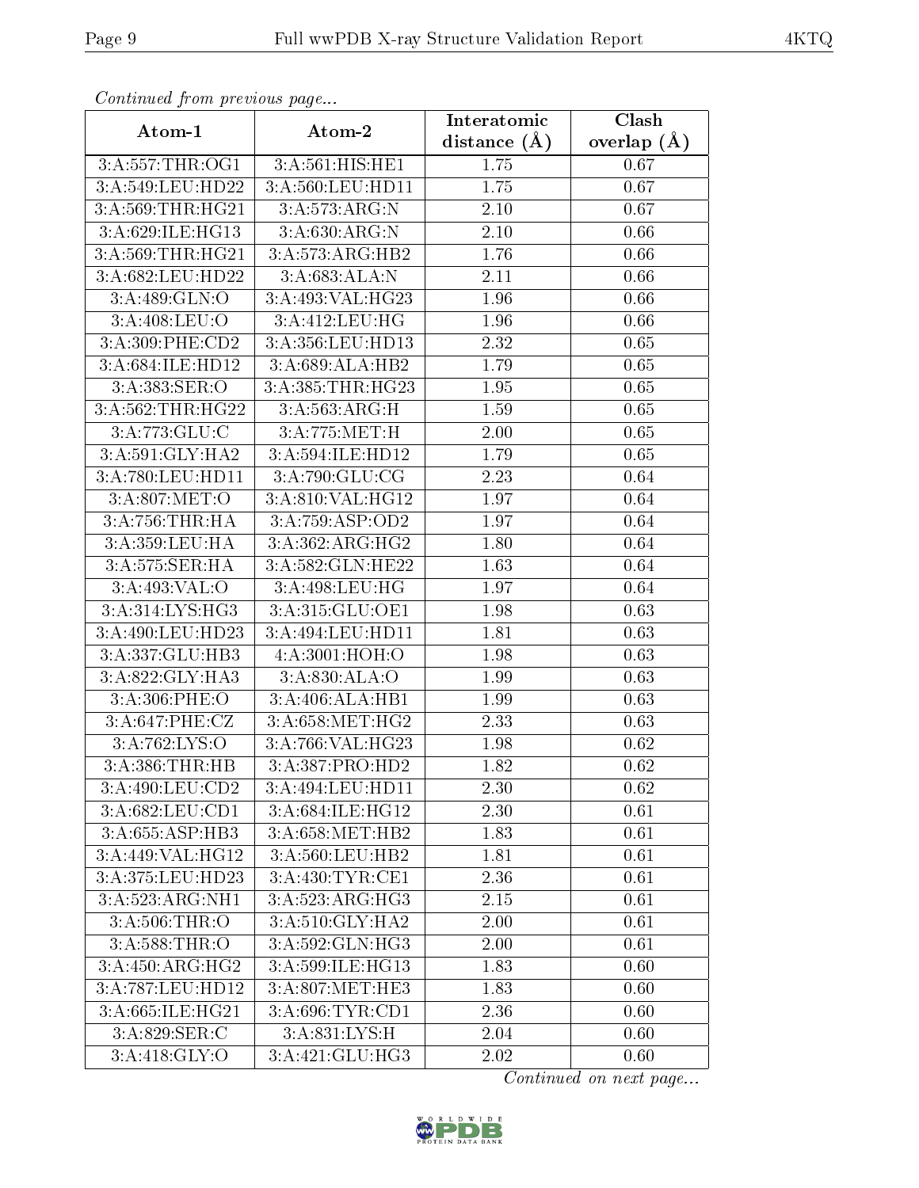*Continued from previous page...*

| Atom-1 | Atom-2 | Interatomic distance (Å) | Clash overlap (Å) |
|---|---|---|---|
| 3:A:557:THR:OG1 | 3:A:561:HIS:HE1 | 1.75 | 0.67 |
| 3:A:549:LEU:HD22 | 3:A:560:LEU:HD11 | 1.75 | 0.67 |
| 3:A:569:THR:HG21 | 3:A:573:ARG:N | 2.10 | 0.67 |
| 3:A:629:ILE:HG13 | 3:A:630:ARG:N | 2.10 | 0.66 |
| 3:A:569:THR:HG21 | 3:A:573:ARG:HB2 | 1.76 | 0.66 |
| 3:A:682:LEU:HD22 | 3:A:683:ALA:N | 2.11 | 0.66 |
| 3:A:489:GLN:O | 3:A:493:VAL:HG23 | 1.96 | 0.66 |
| 3:A:408:LEU:O | 3:A:412:LEU:HG | 1.96 | 0.66 |
| 3:A:309:PHE:CD2 | 3:A:356:LEU:HD13 | 2.32 | 0.65 |
| 3:A:684:ILE:HD12 | 3:A:689:ALA:HB2 | 1.79 | 0.65 |
| 3:A:383:SER:O | 3:A:385:THR:HG23 | 1.95 | 0.65 |
| 3:A:562:THR:HG22 | 3:A:563:ARG:H | 1.59 | 0.65 |
| 3:A:773:GLU:C | 3:A:775:MET:H | 2.00 | 0.65 |
| 3:A:591:GLY:HA2 | 3:A:594:ILE:HD12 | 1.79 | 0.65 |
| 3:A:780:LEU:HD11 | 3:A:790:GLU:CG | 2.23 | 0.64 |
| 3:A:807:MET:O | 3:A:810:VAL:HG12 | 1.97 | 0.64 |
| 3:A:756:THR:HA | 3:A:759:ASP:OD2 | 1.97 | 0.64 |
| 3:A:359:LEU:HA | 3:A:362:ARG:HG2 | 1.80 | 0.64 |
| 3:A:575:SER:HA | 3:A:582:GLN:HE22 | 1.63 | 0.64 |
| 3:A:493:VAL:O | 3:A:498:LEU:HG | 1.97 | 0.64 |
| 3:A:314:LYS:HG3 | 3:A:315:GLU:OE1 | 1.98 | 0.63 |
| 3:A:490:LEU:HD23 | 3:A:494:LEU:HD11 | 1.81 | 0.63 |
| 3:A:337:GLU:HB3 | 4:A:3001:HOH:O | 1.98 | 0.63 |
| 3:A:822:GLY:HA3 | 3:A:830:ALA:O | 1.99 | 0.63 |
| 3:A:306:PHE:O | 3:A:406:ALA:HB1 | 1.99 | 0.63 |
| 3:A:647:PHE:CZ | 3:A:658:MET:HG2 | 2.33 | 0.63 |
| 3:A:762:LYS:O | 3:A:766:VAL:HG23 | 1.98 | 0.62 |
| 3:A:386:THR:HB | 3:A:387:PRO:HD2 | 1.82 | 0.62 |
| 3:A:490:LEU:CD2 | 3:A:494:LEU:HD11 | 2.30 | 0.62 |
| 3:A:682:LEU:CD1 | 3:A:684:ILE:HG12 | 2.30 | 0.61 |
| 3:A:655:ASP:HB3 | 3:A:658:MET:HB2 | 1.83 | 0.61 |
| 3:A:449:VAL:HG12 | 3:A:560:LEU:HB2 | 1.81 | 0.61 |
| 3:A:375:LEU:HD23 | 3:A:430:TYR:CE1 | 2.36 | 0.61 |
| 3:A:523:ARG:NH1 | 3:A:523:ARG:HG3 | 2.15 | 0.61 |
| 3:A:506:THR:O | 3:A:510:GLY:HA2 | 2.00 | 0.61 |
| 3:A:588:THR:O | 3:A:592:GLN:HG3 | 2.00 | 0.61 |
| 3:A:450:ARG:HG2 | 3:A:599:ILE:HG13 | 1.83 | 0.60 |
| 3:A:787:LEU:HD12 | 3:A:807:MET:HE3 | 1.83 | 0.60 |
| 3:A:665:ILE:HG21 | 3:A:696:TYR:CD1 | 2.36 | 0.60 |
| 3:A:829:SER:C | 3:A:831:LYS:H | 2.04 | 0.60 |
| 3:A:418:GLY:O | 3:A:421:GLU:HG3 | 2.02 | 0.60 |

*Continued on next page...*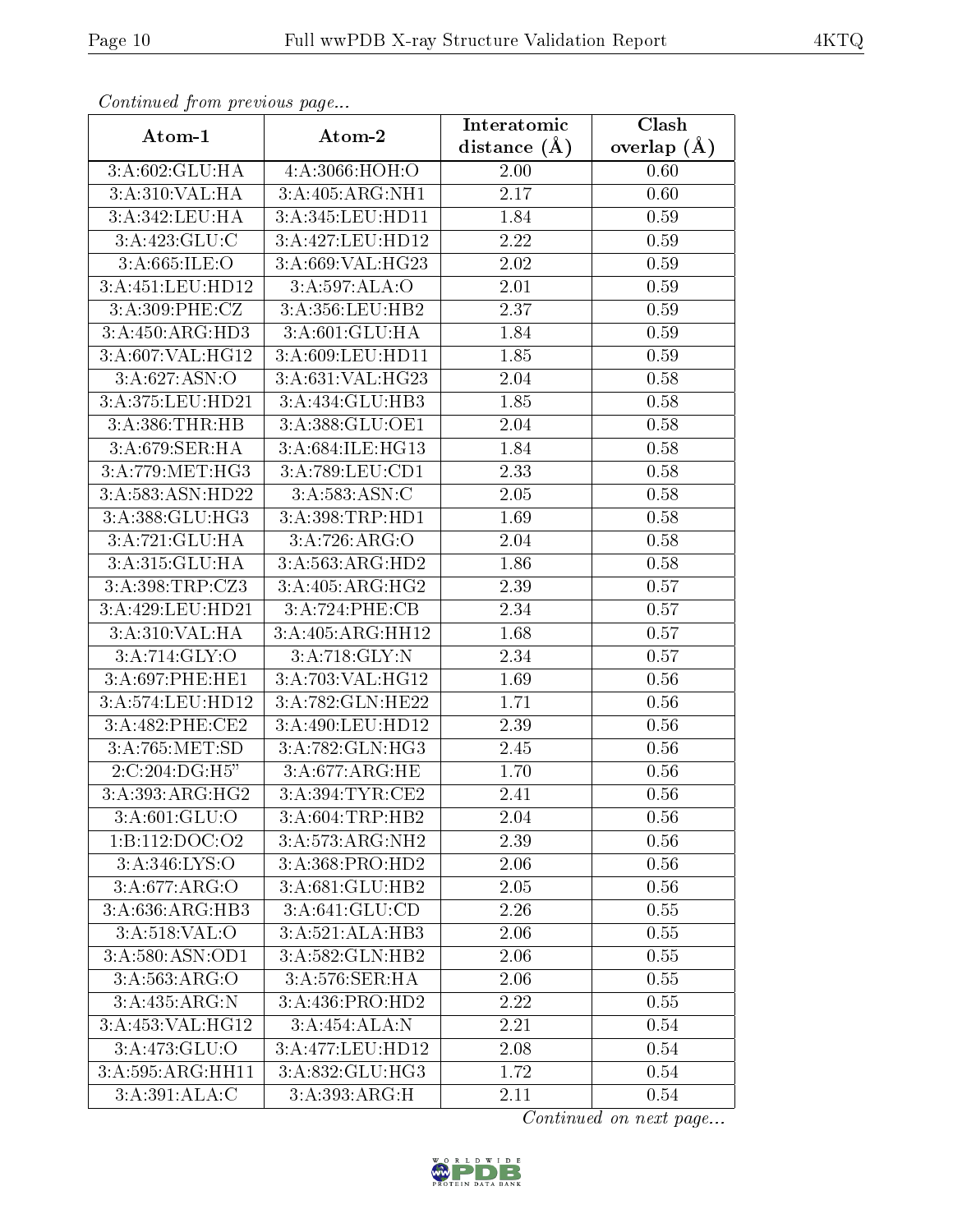*Continued from previous page...*

| Atom-1 | Atom-2 | Interatomic distance (Å) | Clash overlap (Å) |
|---|---|---|---|
| 3:A:602:GLU:HA | 4:A:3066:HOH:O | 2.00 | 0.60 |
| 3:A:310:VAL:HA | 3:A:405:ARG:NH1 | 2.17 | 0.60 |
| 3:A:342:LEU:HA | 3:A:345:LEU:HD11 | 1.84 | 0.59 |
| 3:A:423:GLU:C | 3:A:427:LEU:HD12 | 2.22 | 0.59 |
| 3:A:665:ILE:O | 3:A:669:VAL:HG23 | 2.02 | 0.59 |
| 3:A:451:LEU:HD12 | 3:A:597:ALA:O | 2.01 | 0.59 |
| 3:A:309:PHE:CZ | 3:A:356:LEU:HB2 | 2.37 | 0.59 |
| 3:A:450:ARG:HD3 | 3:A:601:GLU:HA | 1.84 | 0.59 |
| 3:A:607:VAL:HG12 | 3:A:609:LEU:HD11 | 1.85 | 0.59 |
| 3:A:627:ASN:O | 3:A:631:VAL:HG23 | 2.04 | 0.58 |
| 3:A:375:LEU:HD21 | 3:A:434:GLU:HB3 | 1.85 | 0.58 |
| 3:A:386:THR:HB | 3:A:388:GLU:OE1 | 2.04 | 0.58 |
| 3:A:679:SER:HA | 3:A:684:ILE:HG13 | 1.84 | 0.58 |
| 3:A:779:MET:HG3 | 3:A:789:LEU:CD1 | 2.33 | 0.58 |
| 3:A:583:ASN:HD22 | 3:A:583:ASN:C | 2.05 | 0.58 |
| 3:A:388:GLU:HG3 | 3:A:398:TRP:HD1 | 1.69 | 0.58 |
| 3:A:721:GLU:HA | 3:A:726:ARG:O | 2.04 | 0.58 |
| 3:A:315:GLU:HA | 3:A:563:ARG:HD2 | 1.86 | 0.58 |
| 3:A:398:TRP:CZ3 | 3:A:405:ARG:HG2 | 2.39 | 0.57 |
| 3:A:429:LEU:HD21 | 3:A:724:PHE:CB | 2.34 | 0.57 |
| 3:A:310:VAL:HA | 3:A:405:ARG:HH12 | 1.68 | 0.57 |
| 3:A:714:GLY:O | 3:A:718:GLY:N | 2.34 | 0.57 |
| 3:A:697:PHE:HE1 | 3:A:703:VAL:HG12 | 1.69 | 0.56 |
| 3:A:574:LEU:HD12 | 3:A:782:GLN:HE22 | 1.71 | 0.56 |
| 3:A:482:PHE:CE2 | 3:A:490:LEU:HD12 | 2.39 | 0.56 |
| 3:A:765:MET:SD | 3:A:782:GLN:HG3 | 2.45 | 0.56 |
| 2:C:204:DG:H5" | 3:A:677:ARG:HE | 1.70 | 0.56 |
| 3:A:393:ARG:HG2 | 3:A:394:TYR:CE2 | 2.41 | 0.56 |
| 3:A:601:GLU:O | 3:A:604:TRP:HB2 | 2.04 | 0.56 |
| 1:B:112:DOC:O2 | 3:A:573:ARG:NH2 | 2.39 | 0.56 |
| 3:A:346:LYS:O | 3:A:368:PRO:HD2 | 2.06 | 0.56 |
| 3:A:677:ARG:O | 3:A:681:GLU:HB2 | 2.05 | 0.56 |
| 3:A:636:ARG:HB3 | 3:A:641:GLU:CD | 2.26 | 0.55 |
| 3:A:518:VAL:O | 3:A:521:ALA:HB3 | 2.06 | 0.55 |
| 3:A:580:ASN:OD1 | 3:A:582:GLN:HB2 | 2.06 | 0.55 |
| 3:A:563:ARG:O | 3:A:576:SER:HA | 2.06 | 0.55 |
| 3:A:435:ARG:N | 3:A:436:PRO:HD2 | 2.22 | 0.55 |
| 3:A:453:VAL:HG12 | 3:A:454:ALA:N | 2.21 | 0.54 |
| 3:A:473:GLU:O | 3:A:477:LEU:HD12 | 2.08 | 0.54 |
| 3:A:595:ARG:HH11 | 3:A:832:GLU:HG3 | 1.72 | 0.54 |
| 3:A:391:ALA:C | 3:A:393:ARG:H | 2.11 | 0.54 |

*Continued on next page...*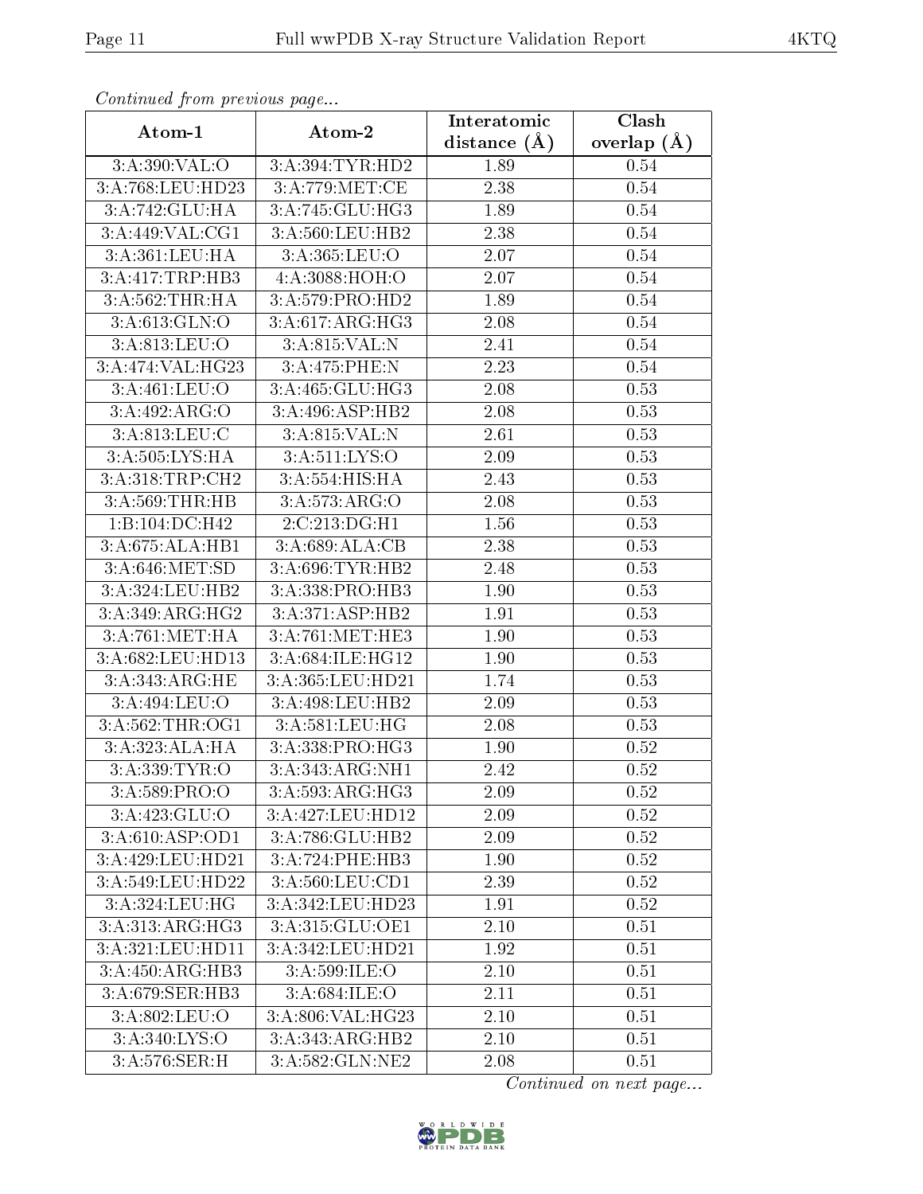*Continued from previous page...*

| Atom-1 | Atom-2 | Interatomic distance (Å) | Clash overlap (Å) |
|---|---|---|---|
| 3:A:390:VAL:O | 3:A:394:TYR:HD2 | 1.89 | 0.54 |
| 3:A:768:LEU:HD23 | 3:A:779:MET:CE | 2.38 | 0.54 |
| 3:A:742:GLU:HA | 3:A:745:GLU:HG3 | 1.89 | 0.54 |
| 3:A:449:VAL:CG1 | 3:A:560:LEU:HB2 | 2.38 | 0.54 |
| 3:A:361:LEU:HA | 3:A:365:LEU:O | 2.07 | 0.54 |
| 3:A:417:TRP:HB3 | 4:A:3088:HOH:O | 2.07 | 0.54 |
| 3:A:562:THR:HA | 3:A:579:PRO:HD2 | 1.89 | 0.54 |
| 3:A:613:GLN:O | 3:A:617:ARG:HG3 | 2.08 | 0.54 |
| 3:A:813:LEU:O | 3:A:815:VAL:N | 2.41 | 0.54 |
| 3:A:474:VAL:HG23 | 3:A:475:PHE:N | 2.23 | 0.54 |
| 3:A:461:LEU:O | 3:A:465:GLU:HG3 | 2.08 | 0.53 |
| 3:A:492:ARG:O | 3:A:496:ASP:HB2 | 2.08 | 0.53 |
| 3:A:813:LEU:C | 3:A:815:VAL:N | 2.61 | 0.53 |
| 3:A:505:LYS:HA | 3:A:511:LYS:O | 2.09 | 0.53 |
| 3:A:318:TRP:CH2 | 3:A:554:HIS:HA | 2.43 | 0.53 |
| 3:A:569:THR:HB | 3:A:573:ARG:O | 2.08 | 0.53 |
| 1:B:104:DC:H42 | 2:C:213:DG:H1 | 1.56 | 0.53 |
| 3:A:675:ALA:HB1 | 3:A:689:ALA:CB | 2.38 | 0.53 |
| 3:A:646:MET:SD | 3:A:696:TYR:HB2 | 2.48 | 0.53 |
| 3:A:324:LEU:HB2 | 3:A:338:PRO:HB3 | 1.90 | 0.53 |
| 3:A:349:ARG:HG2 | 3:A:371:ASP:HB2 | 1.91 | 0.53 |
| 3:A:761:MET:HA | 3:A:761:MET:HE3 | 1.90 | 0.53 |
| 3:A:682:LEU:HD13 | 3:A:684:ILE:HG12 | 1.90 | 0.53 |
| 3:A:343:ARG:HE | 3:A:365:LEU:HD21 | 1.74 | 0.53 |
| 3:A:494:LEU:O | 3:A:498:LEU:HB2 | 2.09 | 0.53 |
| 3:A:562:THR:OG1 | 3:A:581:LEU:HG | 2.08 | 0.53 |
| 3:A:323:ALA:HA | 3:A:338:PRO:HG3 | 1.90 | 0.52 |
| 3:A:339:TYR:O | 3:A:343:ARG:NH1 | 2.42 | 0.52 |
| 3:A:589:PRO:O | 3:A:593:ARG:HG3 | 2.09 | 0.52 |
| 3:A:423:GLU:O | 3:A:427:LEU:HD12 | 2.09 | 0.52 |
| 3:A:610:ASP:OD1 | 3:A:786:GLU:HB2 | 2.09 | 0.52 |
| 3:A:429:LEU:HD21 | 3:A:724:PHE:HB3 | 1.90 | 0.52 |
| 3:A:549:LEU:HD22 | 3:A:560:LEU:CD1 | 2.39 | 0.52 |
| 3:A:324:LEU:HG | 3:A:342:LEU:HD23 | 1.91 | 0.52 |
| 3:A:313:ARG:HG3 | 3:A:315:GLU:OE1 | 2.10 | 0.51 |
| 3:A:321:LEU:HD11 | 3:A:342:LEU:HD21 | 1.92 | 0.51 |
| 3:A:450:ARG:HB3 | 3:A:599:ILE:O | 2.10 | 0.51 |
| 3:A:679:SER:HB3 | 3:A:684:ILE:O | 2.11 | 0.51 |
| 3:A:802:LEU:O | 3:A:806:VAL:HG23 | 2.10 | 0.51 |
| 3:A:340:LYS:O | 3:A:343:ARG:HB2 | 2.10 | 0.51 |
| 3:A:576:SER:H | 3:A:582:GLN:NE2 | 2.08 | 0.51 |

*Continued on next page...*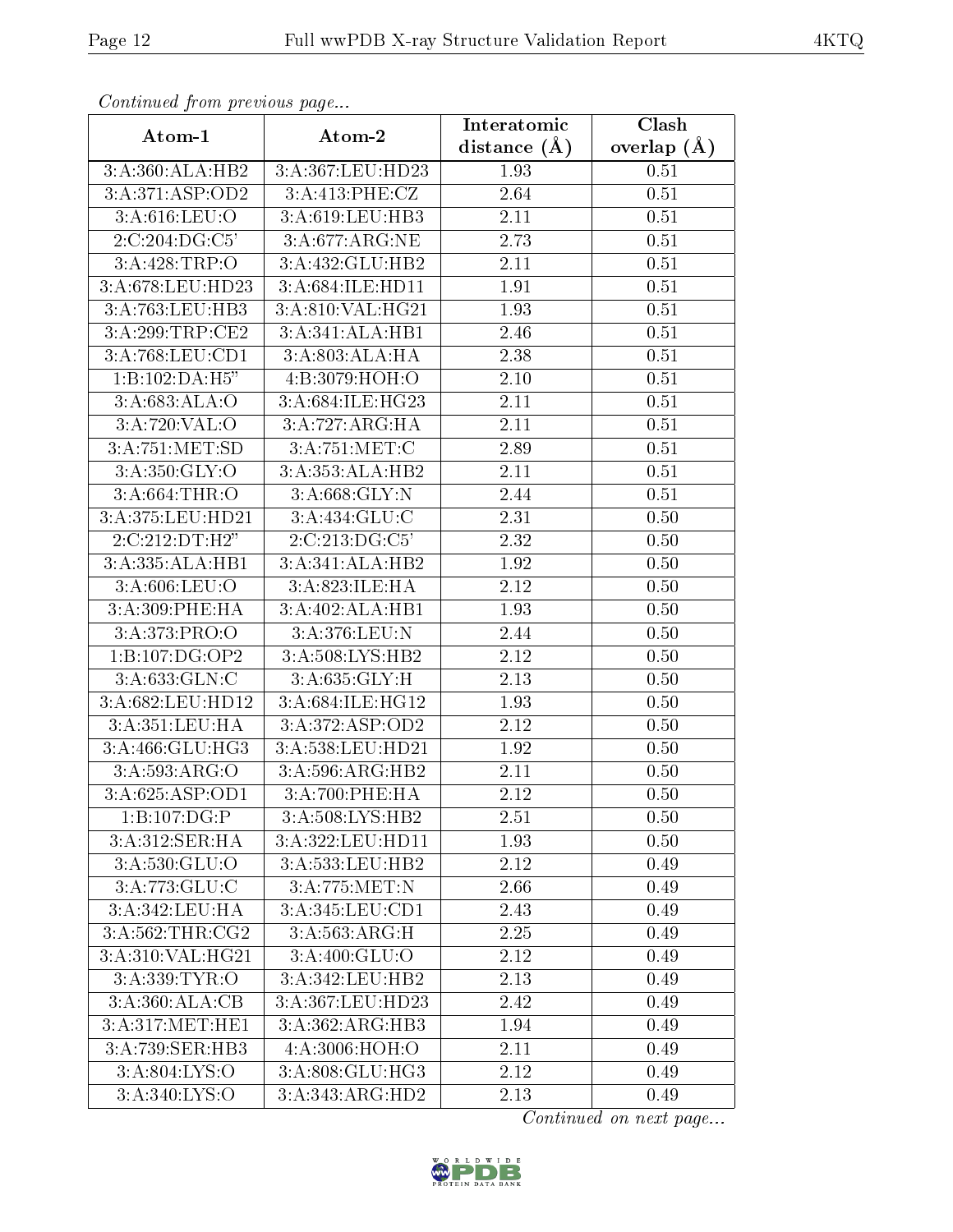*Continued from previous page...*

| Atom-1 | Atom-2 | Interatomic distance (Å) | Clash overlap (Å) |
|---|---|---|---|
| 3:A:360:ALA:HB2 | 3:A:367:LEU:HD23 | 1.93 | 0.51 |
| 3:A:371:ASP:OD2 | 3:A:413:PHE:CZ | 2.64 | 0.51 |
| 3:A:616:LEU:O | 3:A:619:LEU:HB3 | 2.11 | 0.51 |
| 2:C:204:DG:C5' | 3:A:677:ARG:NE | 2.73 | 0.51 |
| 3:A:428:TRP:O | 3:A:432:GLU:HB2 | 2.11 | 0.51 |
| 3:A:678:LEU:HD23 | 3:A:684:ILE:HD11 | 1.91 | 0.51 |
| 3:A:763:LEU:HB3 | 3:A:810:VAL:HG21 | 1.93 | 0.51 |
| 3:A:299:TRP:CE2 | 3:A:341:ALA:HB1 | 2.46 | 0.51 |
| 3:A:768:LEU:CD1 | 3:A:803:ALA:HA | 2.38 | 0.51 |
| 1:B:102:DA:H5" | 4:B:3079:HOH:O | 2.10 | 0.51 |
| 3:A:683:ALA:O | 3:A:684:ILE:HG23 | 2.11 | 0.51 |
| 3:A:720:VAL:O | 3:A:727:ARG:HA | 2.11 | 0.51 |
| 3:A:751:MET:SD | 3:A:751:MET:C | 2.89 | 0.51 |
| 3:A:350:GLY:O | 3:A:353:ALA:HB2 | 2.11 | 0.51 |
| 3:A:664:THR:O | 3:A:668:GLY:N | 2.44 | 0.51 |
| 3:A:375:LEU:HD21 | 3:A:434:GLU:C | 2.31 | 0.50 |
| 2:C:212:DT:H2" | 2:C:213:DG:C5' | 2.32 | 0.50 |
| 3:A:335:ALA:HB1 | 3:A:341:ALA:HB2 | 1.92 | 0.50 |
| 3:A:606:LEU:O | 3:A:823:ILE:HA | 2.12 | 0.50 |
| 3:A:309:PHE:HA | 3:A:402:ALA:HB1 | 1.93 | 0.50 |
| 3:A:373:PRO:O | 3:A:376:LEU:N | 2.44 | 0.50 |
| 1:B:107:DG:OP2 | 3:A:508:LYS:HB2 | 2.12 | 0.50 |
| 3:A:633:GLN:C | 3:A:635:GLY:H | 2.13 | 0.50 |
| 3:A:682:LEU:HD12 | 3:A:684:ILE:HG12 | 1.93 | 0.50 |
| 3:A:351:LEU:HA | 3:A:372:ASP:OD2 | 2.12 | 0.50 |
| 3:A:466:GLU:HG3 | 3:A:538:LEU:HD21 | 1.92 | 0.50 |
| 3:A:593:ARG:O | 3:A:596:ARG:HB2 | 2.11 | 0.50 |
| 3:A:625:ASP:OD1 | 3:A:700:PHE:HA | 2.12 | 0.50 |
| 1:B:107:DG:P | 3:A:508:LYS:HB2 | 2.51 | 0.50 |
| 3:A:312:SER:HA | 3:A:322:LEU:HD11 | 1.93 | 0.50 |
| 3:A:530:GLU:O | 3:A:533:LEU:HB2 | 2.12 | 0.49 |
| 3:A:773:GLU:C | 3:A:775:MET:N | 2.66 | 0.49 |
| 3:A:342:LEU:HA | 3:A:345:LEU:CD1 | 2.43 | 0.49 |
| 3:A:562:THR:CG2 | 3:A:563:ARG:H | 2.25 | 0.49 |
| 3:A:310:VAL:HG21 | 3:A:400:GLU:O | 2.12 | 0.49 |
| 3:A:339:TYR:O | 3:A:342:LEU:HB2 | 2.13 | 0.49 |
| 3:A:360:ALA:CB | 3:A:367:LEU:HD23 | 2.42 | 0.49 |
| 3:A:317:MET:HE1 | 3:A:362:ARG:HB3 | 1.94 | 0.49 |
| 3:A:739:SER:HB3 | 4:A:3006:HOH:O | 2.11 | 0.49 |
| 3:A:804:LYS:O | 3:A:808:GLU:HG3 | 2.12 | 0.49 |
| 3:A:340:LYS:O | 3:A:343:ARG:HD2 | 2.13 | 0.49 |

*Continued on next page...*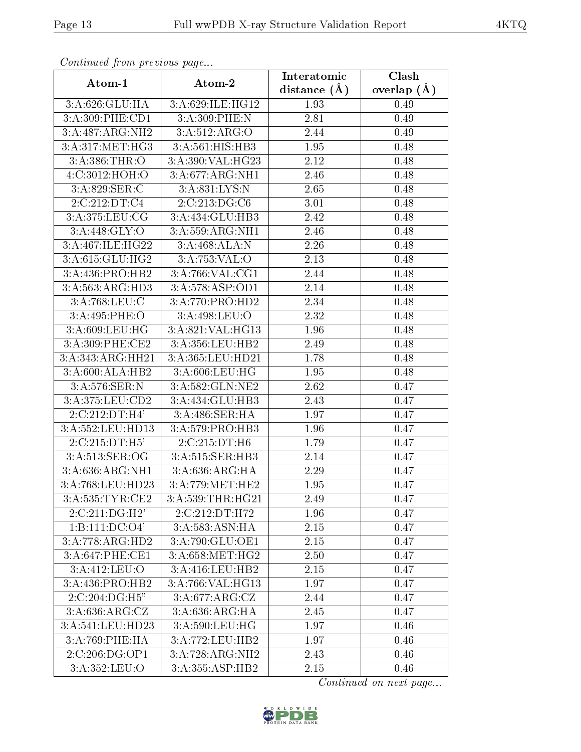*Continued from previous page...*

| Atom-1 | Atom-2 | Interatomic distance (Å) | Clash overlap (Å) |
|---|---|---|---|
| 3:A:626:GLU:HA | 3:A:629:ILE:HG12 | 1.93 | 0.49 |
| 3:A:309:PHE:CD1 | 3:A:309:PHE:N | 2.81 | 0.49 |
| 3:A:487:ARG:NH2 | 3:A:512:ARG:O | 2.44 | 0.49 |
| 3:A:317:MET:HG3 | 3:A:561:HIS:HB3 | 1.95 | 0.48 |
| 3:A:386:THR:O | 3:A:390:VAL:HG23 | 2.12 | 0.48 |
| 4:C:3012:HOH:O | 3:A:677:ARG:NH1 | 2.46 | 0.48 |
| 3:A:829:SER:C | 3:A:831:LYS:N | 2.65 | 0.48 |
| 2:C:212:DT:C4 | 2:C:213:DG:C6 | 3.01 | 0.48 |
| 3:A:375:LEU:CG | 3:A:434:GLU:HB3 | 2.42 | 0.48 |
| 3:A:448:GLY:O | 3:A:559:ARG:NH1 | 2.46 | 0.48 |
| 3:A:467:ILE:HG22 | 3:A:468:ALA:N | 2.26 | 0.48 |
| 3:A:615:GLU:HG2 | 3:A:753:VAL:O | 2.13 | 0.48 |
| 3:A:436:PRO:HB2 | 3:A:766:VAL:CG1 | 2.44 | 0.48 |
| 3:A:563:ARG:HD3 | 3:A:578:ASP:OD1 | 2.14 | 0.48 |
| 3:A:768:LEU:C | 3:A:770:PRO:HD2 | 2.34 | 0.48 |
| 3:A:495:PHE:O | 3:A:498:LEU:O | 2.32 | 0.48 |
| 3:A:609:LEU:HG | 3:A:821:VAL:HG13 | 1.96 | 0.48 |
| 3:A:309:PHE:CE2 | 3:A:356:LEU:HB2 | 2.49 | 0.48 |
| 3:A:343:ARG:HH21 | 3:A:365:LEU:HD21 | 1.78 | 0.48 |
| 3:A:600:ALA:HB2 | 3:A:606:LEU:HG | 1.95 | 0.48 |
| 3:A:576:SER:N | 3:A:582:GLN:NE2 | 2.62 | 0.47 |
| 3:A:375:LEU:CD2 | 3:A:434:GLU:HB3 | 2.43 | 0.47 |
| 2:C:212:DT:H4' | 3:A:486:SER:HA | 1.97 | 0.47 |
| 3:A:552:LEU:HD13 | 3:A:579:PRO:HB3 | 1.96 | 0.47 |
| 2:C:215:DT:H5' | 2:C:215:DT:H6 | 1.79 | 0.47 |
| 3:A:513:SER:OG | 3:A:515:SER:HB3 | 2.14 | 0.47 |
| 3:A:636:ARG:NH1 | 3:A:636:ARG:HA | 2.29 | 0.47 |
| 3:A:768:LEU:HD23 | 3:A:779:MET:HE2 | 1.95 | 0.47 |
| 3:A:535:TYR:CE2 | 3:A:539:THR:HG21 | 2.49 | 0.47 |
| 2:C:211:DG:H2' | 2:C:212:DT:H72 | 1.96 | 0.47 |
| 1:B:111:DC:O4' | 3:A:583:ASN:HA | 2.15 | 0.47 |
| 3:A:778:ARG:HD2 | 3:A:790:GLU:OE1 | 2.15 | 0.47 |
| 3:A:647:PHE:CE1 | 3:A:658:MET:HG2 | 2.50 | 0.47 |
| 3:A:412:LEU:O | 3:A:416:LEU:HB2 | 2.15 | 0.47 |
| 3:A:436:PRO:HB2 | 3:A:766:VAL:HG13 | 1.97 | 0.47 |
| 2:C:204:DG:H5" | 3:A:677:ARG:CZ | 2.44 | 0.47 |
| 3:A:636:ARG:CZ | 3:A:636:ARG:HA | 2.45 | 0.47 |
| 3:A:541:LEU:HD23 | 3:A:590:LEU:HG | 1.97 | 0.46 |
| 3:A:769:PHE:HA | 3:A:772:LEU:HB2 | 1.97 | 0.46 |
| 2:C:206:DG:OP1 | 3:A:728:ARG:NH2 | 2.43 | 0.46 |
| 3:A:352:LEU:O | 3:A:355:ASP:HB2 | 2.15 | 0.46 |

*Continued on next page...*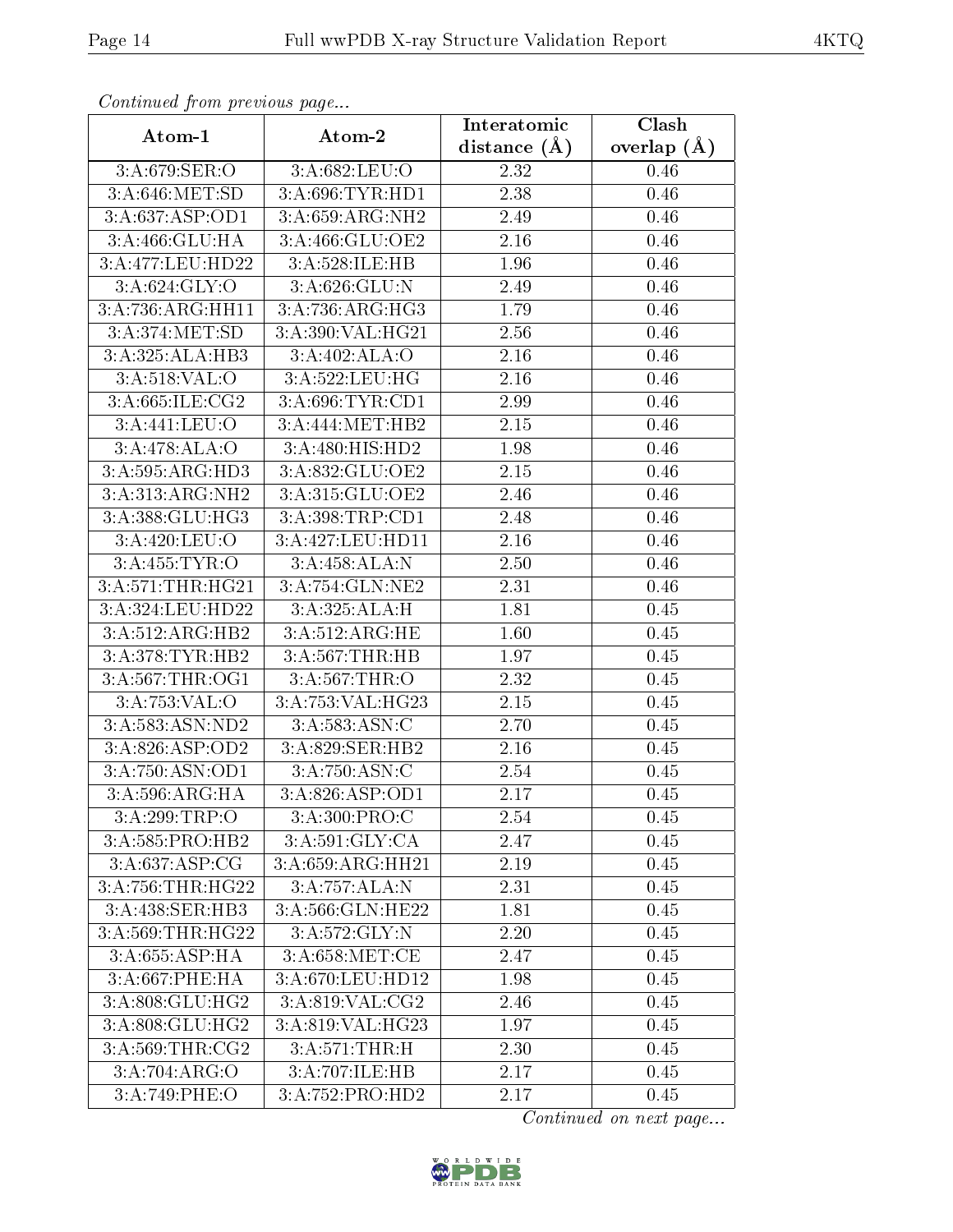*Continued from previous page...*

| Atom-1 | Atom-2 | Interatomic distance (Å) | Clash overlap (Å) |
|---|---|---|---|
| 3:A:679:SER:O | 3:A:682:LEU:O | 2.32 | 0.46 |
| 3:A:646:MET:SD | 3:A:696:TYR:HD1 | 2.38 | 0.46 |
| 3:A:637:ASP:OD1 | 3:A:659:ARG:NH2 | 2.49 | 0.46 |
| 3:A:466:GLU:HA | 3:A:466:GLU:OE2 | 2.16 | 0.46 |
| 3:A:477:LEU:HD22 | 3:A:528:ILE:HB | 1.96 | 0.46 |
| 3:A:624:GLY:O | 3:A:626:GLU:N | 2.49 | 0.46 |
| 3:A:736:ARG:HH11 | 3:A:736:ARG:HG3 | 1.79 | 0.46 |
| 3:A:374:MET:SD | 3:A:390:VAL:HG21 | 2.56 | 0.46 |
| 3:A:325:ALA:HB3 | 3:A:402:ALA:O | 2.16 | 0.46 |
| 3:A:518:VAL:O | 3:A:522:LEU:HG | 2.16 | 0.46 |
| 3:A:665:ILE:CG2 | 3:A:696:TYR:CD1 | 2.99 | 0.46 |
| 3:A:441:LEU:O | 3:A:444:MET:HB2 | 2.15 | 0.46 |
| 3:A:478:ALA:O | 3:A:480:HIS:HD2 | 1.98 | 0.46 |
| 3:A:595:ARG:HD3 | 3:A:832:GLU:OE2 | 2.15 | 0.46 |
| 3:A:313:ARG:NH2 | 3:A:315:GLU:OE2 | 2.46 | 0.46 |
| 3:A:388:GLU:HG3 | 3:A:398:TRP:CD1 | 2.48 | 0.46 |
| 3:A:420:LEU:O | 3:A:427:LEU:HD11 | 2.16 | 0.46 |
| 3:A:455:TYR:O | 3:A:458:ALA:N | 2.50 | 0.46 |
| 3:A:571:THR:HG21 | 3:A:754:GLN:NE2 | 2.31 | 0.46 |
| 3:A:324:LEU:HD22 | 3:A:325:ALA:H | 1.81 | 0.45 |
| 3:A:512:ARG:HB2 | 3:A:512:ARG:HE | 1.60 | 0.45 |
| 3:A:378:TYR:HB2 | 3:A:567:THR:HB | 1.97 | 0.45 |
| 3:A:567:THR:OG1 | 3:A:567:THR:O | 2.32 | 0.45 |
| 3:A:753:VAL:O | 3:A:753:VAL:HG23 | 2.15 | 0.45 |
| 3:A:583:ASN:ND2 | 3:A:583:ASN:C | 2.70 | 0.45 |
| 3:A:826:ASP:OD2 | 3:A:829:SER:HB2 | 2.16 | 0.45 |
| 3:A:750:ASN:OD1 | 3:A:750:ASN:C | 2.54 | 0.45 |
| 3:A:596:ARG:HA | 3:A:826:ASP:OD1 | 2.17 | 0.45 |
| 3:A:299:TRP:O | 3:A:300:PRO:C | 2.54 | 0.45 |
| 3:A:585:PRO:HB2 | 3:A:591:GLY:CA | 2.47 | 0.45 |
| 3:A:637:ASP:CG | 3:A:659:ARG:HH21 | 2.19 | 0.45 |
| 3:A:756:THR:HG22 | 3:A:757:ALA:N | 2.31 | 0.45 |
| 3:A:438:SER:HB3 | 3:A:566:GLN:HE22 | 1.81 | 0.45 |
| 3:A:569:THR:HG22 | 3:A:572:GLY:N | 2.20 | 0.45 |
| 3:A:655:ASP:HA | 3:A:658:MET:CE | 2.47 | 0.45 |
| 3:A:667:PHE:HA | 3:A:670:LEU:HD12 | 1.98 | 0.45 |
| 3:A:808:GLU:HG2 | 3:A:819:VAL:CG2 | 2.46 | 0.45 |
| 3:A:808:GLU:HG2 | 3:A:819:VAL:HG23 | 1.97 | 0.45 |
| 3:A:569:THR:CG2 | 3:A:571:THR:H | 2.30 | 0.45 |
| 3:A:704:ARG:O | 3:A:707:ILE:HB | 2.17 | 0.45 |
| 3:A:749:PHE:O | 3:A:752:PRO:HD2 | 2.17 | 0.45 |

*Continued on next page...*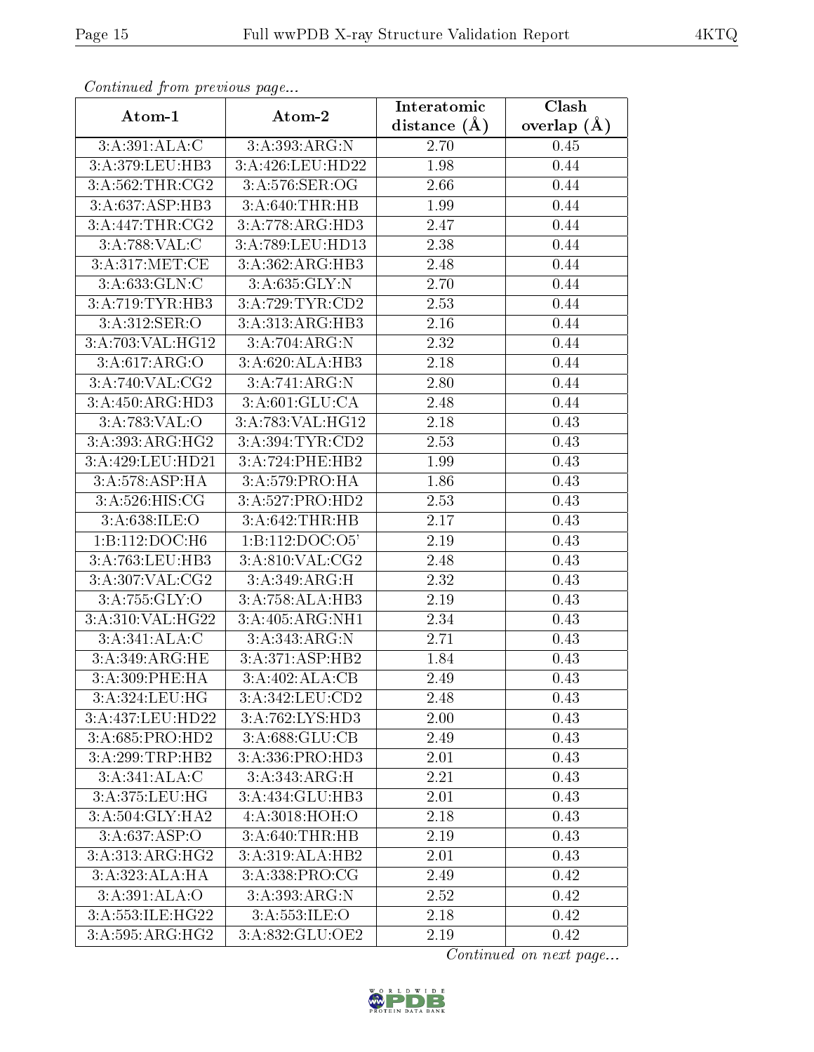*Continued from previous page...*

| Atom-1 | Atom-2 | Interatomic distance (Å) | Clash overlap (Å) |
| --- | --- | --- | --- |
| 3:A:391:ALA:C | 3:A:393:ARG:N | 2.70 | 0.45 |
| 3:A:379:LEU:HB3 | 3:A:426:LEU:HD22 | 1.98 | 0.44 |
| 3:A:562:THR:CG2 | 3:A:576:SER:OG | 2.66 | 0.44 |
| 3:A:637:ASP:HB3 | 3:A:640:THR:HB | 1.99 | 0.44 |
| 3:A:447:THR:CG2 | 3:A:778:ARG:HD3 | 2.47 | 0.44 |
| 3:A:788:VAL:C | 3:A:789:LEU:HD13 | 2.38 | 0.44 |
| 3:A:317:MET:CE | 3:A:362:ARG:HB3 | 2.48 | 0.44 |
| 3:A:633:GLN:C | 3:A:635:GLY:N | 2.70 | 0.44 |
| 3:A:719:TYR:HB3 | 3:A:729:TYR:CD2 | 2.53 | 0.44 |
| 3:A:312:SER:O | 3:A:313:ARG:HB3 | 2.16 | 0.44 |
| 3:A:703:VAL:HG12 | 3:A:704:ARG:N | 2.32 | 0.44 |
| 3:A:617:ARG:O | 3:A:620:ALA:HB3 | 2.18 | 0.44 |
| 3:A:740:VAL:CG2 | 3:A:741:ARG:N | 2.80 | 0.44 |
| 3:A:450:ARG:HD3 | 3:A:601:GLU:CA | 2.48 | 0.44 |
| 3:A:783:VAL:O | 3:A:783:VAL:HG12 | 2.18 | 0.43 |
| 3:A:393:ARG:HG2 | 3:A:394:TYR:CD2 | 2.53 | 0.43 |
| 3:A:429:LEU:HD21 | 3:A:724:PHE:HB2 | 1.99 | 0.43 |
| 3:A:578:ASP:HA | 3:A:579:PRO:HA | 1.86 | 0.43 |
| 3:A:526:HIS:CG | 3:A:527:PRO:HD2 | 2.53 | 0.43 |
| 3:A:638:ILE:O | 3:A:642:THR:HB | 2.17 | 0.43 |
| 1:B:112:DOC:H6 | 1:B:112:DOC:O5' | 2.19 | 0.43 |
| 3:A:763:LEU:HB3 | 3:A:810:VAL:CG2 | 2.48 | 0.43 |
| 3:A:307:VAL:CG2 | 3:A:349:ARG:H | 2.32 | 0.43 |
| 3:A:755:GLY:O | 3:A:758:ALA:HB3 | 2.19 | 0.43 |
| 3:A:310:VAL:HG22 | 3:A:405:ARG:NH1 | 2.34 | 0.43 |
| 3:A:341:ALA:C | 3:A:343:ARG:N | 2.71 | 0.43 |
| 3:A:349:ARG:HE | 3:A:371:ASP:HB2 | 1.84 | 0.43 |
| 3:A:309:PHE:HA | 3:A:402:ALA:CB | 2.49 | 0.43 |
| 3:A:324:LEU:HG | 3:A:342:LEU:CD2 | 2.48 | 0.43 |
| 3:A:437:LEU:HD22 | 3:A:762:LYS:HD3 | 2.00 | 0.43 |
| 3:A:685:PRO:HD2 | 3:A:688:GLU:CB | 2.49 | 0.43 |
| 3:A:299:TRP:HB2 | 3:A:336:PRO:HD3 | 2.01 | 0.43 |
| 3:A:341:ALA:C | 3:A:343:ARG:H | 2.21 | 0.43 |
| 3:A:375:LEU:HG | 3:A:434:GLU:HB3 | 2.01 | 0.43 |
| 3:A:504:GLY:HA2 | 4:A:3018:HOH:O | 2.18 | 0.43 |
| 3:A:637:ASP:O | 3:A:640:THR:HB | 2.19 | 0.43 |
| 3:A:313:ARG:HG2 | 3:A:319:ALA:HB2 | 2.01 | 0.43 |
| 3:A:323:ALA:HA | 3:A:338:PRO:CG | 2.49 | 0.42 |
| 3:A:391:ALA:O | 3:A:393:ARG:N | 2.52 | 0.42 |
| 3:A:553:ILE:HG22 | 3:A:553:ILE:O | 2.18 | 0.42 |
| 3:A:595:ARG:HG2 | 3:A:832:GLU:OE2 | 2.19 | 0.42 |

*Continued on next page...*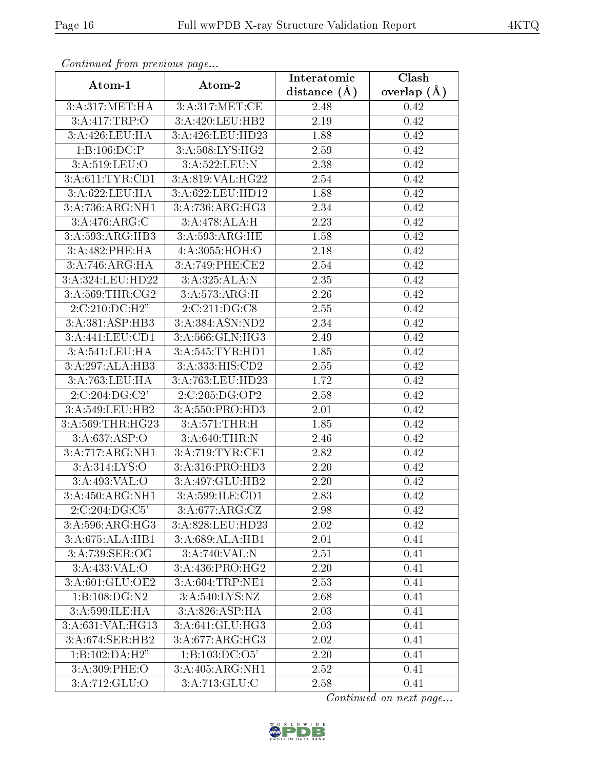*Continued from previous page...*

| Atom-1 | Atom-2 | Interatomic distance (Å) | Clash overlap (Å) |
|---|---|---|---|
| 3:A:317:MET:HA | 3:A:317:MET:CE | 2.48 | 0.42 |
| 3:A:417:TRP:O | 3:A:420:LEU:HB2 | 2.19 | 0.42 |
| 3:A:426:LEU:HA | 3:A:426:LEU:HD23 | 1.88 | 0.42 |
| 1:B:106:DC:P | 3:A:508:LYS:HG2 | 2.59 | 0.42 |
| 3:A:519:LEU:O | 3:A:522:LEU:N | 2.38 | 0.42 |
| 3:A:611:TYR:CD1 | 3:A:819:VAL:HG22 | 2.54 | 0.42 |
| 3:A:622:LEU:HA | 3:A:622:LEU:HD12 | 1.88 | 0.42 |
| 3:A:736:ARG:NH1 | 3:A:736:ARG:HG3 | 2.34 | 0.42 |
| 3:A:476:ARG:C | 3:A:478:ALA:H | 2.23 | 0.42 |
| 3:A:593:ARG:HB3 | 3:A:593:ARG:HE | 1.58 | 0.42 |
| 3:A:482:PHE:HA | 4:A:3055:HOH:O | 2.18 | 0.42 |
| 3:A:746:ARG:HA | 3:A:749:PHE:CE2 | 2.54 | 0.42 |
| 3:A:324:LEU:HD22 | 3:A:325:ALA:N | 2.35 | 0.42 |
| 3:A:569:THR:CG2 | 3:A:573:ARG:H | 2.26 | 0.42 |
| 2:C:210:DC:H2" | 2:C:211:DG:C8 | 2.55 | 0.42 |
| 3:A:381:ASP:HB3 | 3:A:384:ASN:ND2 | 2.34 | 0.42 |
| 3:A:441:LEU:CD1 | 3:A:566:GLN:HG3 | 2.49 | 0.42 |
| 3:A:541:LEU:HA | 3:A:545:TYR:HD1 | 1.85 | 0.42 |
| 3:A:297:ALA:HB3 | 3:A:333:HIS:CD2 | 2.55 | 0.42 |
| 3:A:763:LEU:HA | 3:A:763:LEU:HD23 | 1.72 | 0.42 |
| 2:C:204:DG:C2' | 2:C:205:DG:OP2 | 2.58 | 0.42 |
| 3:A:549:LEU:HB2 | 3:A:550:PRO:HD3 | 2.01 | 0.42 |
| 3:A:569:THR:HG23 | 3:A:571:THR:H | 1.85 | 0.42 |
| 3:A:637:ASP:O | 3:A:640:THR:N | 2.46 | 0.42 |
| 3:A:717:ARG:NH1 | 3:A:719:TYR:CE1 | 2.82 | 0.42 |
| 3:A:314:LYS:O | 3:A:316:PRO:HD3 | 2.20 | 0.42 |
| 3:A:493:VAL:O | 3:A:497:GLU:HB2 | 2.20 | 0.42 |
| 3:A:450:ARG:NH1 | 3:A:599:ILE:CD1 | 2.83 | 0.42 |
| 2:C:204:DG:C5' | 3:A:677:ARG:CZ | 2.98 | 0.42 |
| 3:A:596:ARG:HG3 | 3:A:828:LEU:HD23 | 2.02 | 0.42 |
| 3:A:675:ALA:HB1 | 3:A:689:ALA:HB1 | 2.01 | 0.41 |
| 3:A:739:SER:OG | 3:A:740:VAL:N | 2.51 | 0.41 |
| 3:A:433:VAL:O | 3:A:436:PRO:HG2 | 2.20 | 0.41 |
| 3:A:601:GLU:OE2 | 3:A:604:TRP:NE1 | 2.53 | 0.41 |
| 1:B:108:DG:N2 | 3:A:540:LYS:NZ | 2.68 | 0.41 |
| 3:A:599:ILE:HA | 3:A:826:ASP:HA | 2.03 | 0.41 |
| 3:A:631:VAL:HG13 | 3:A:641:GLU:HG3 | 2.03 | 0.41 |
| 3:A:674:SER:HB2 | 3:A:677:ARG:HG3 | 2.02 | 0.41 |
| 1:B:102:DA:H2" | 1:B:103:DC:O5' | 2.20 | 0.41 |
| 3:A:309:PHE:O | 3:A:405:ARG:NH1 | 2.52 | 0.41 |
| 3:A:712:GLU:O | 3:A:713:GLU:C | 2.58 | 0.41 |

*Continued on next page...*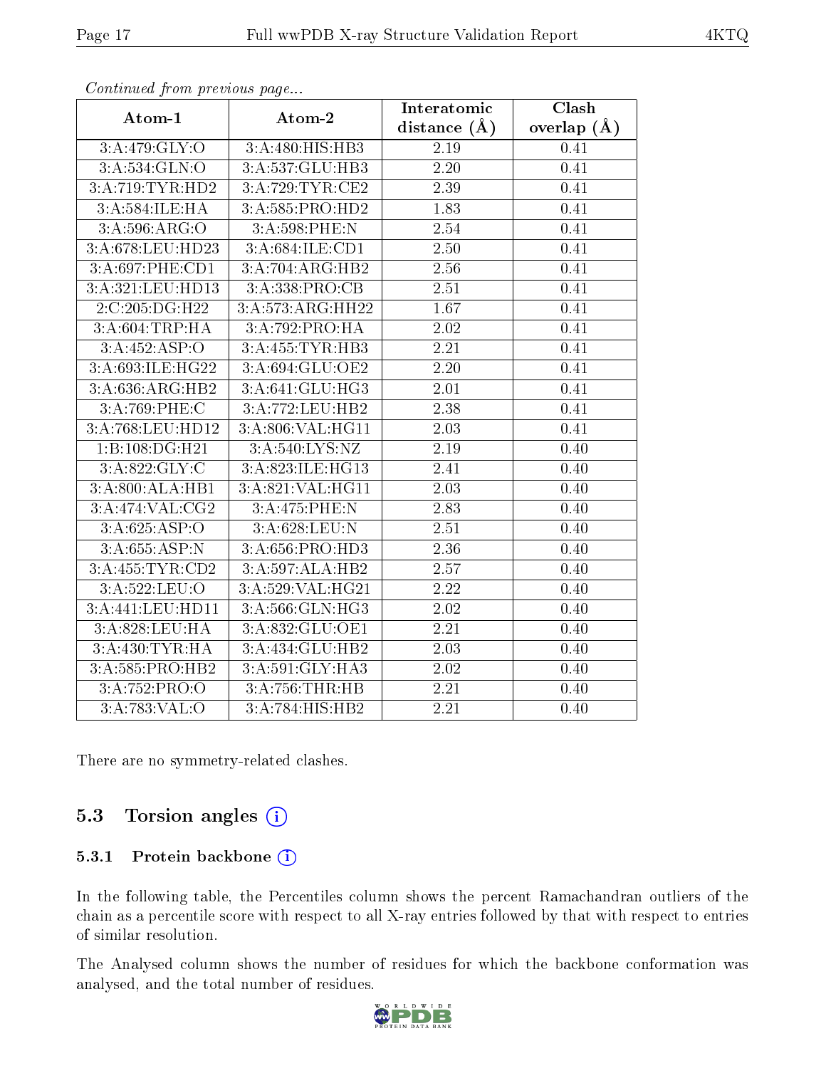*Continued from previous page...*

| Atom-1 | Atom-2 | Interatomic distance (Å) | Clash overlap (Å) |
|---|---|---|---|
| 3:A:479:GLY:O | 3:A:480:HIS:HB3 | 2.19 | 0.41 |
| 3:A:534:GLN:O | 3:A:537:GLU:HB3 | 2.20 | 0.41 |
| 3:A:719:TYR:HD2 | 3:A:729:TYR:CE2 | 2.39 | 0.41 |
| 3:A:584:ILE:HA | 3:A:585:PRO:HD2 | 1.83 | 0.41 |
| 3:A:596:ARG:O | 3:A:598:PHE:N | 2.54 | 0.41 |
| 3:A:678:LEU:HD23 | 3:A:684:ILE:CD1 | 2.50 | 0.41 |
| 3:A:697:PHE:CD1 | 3:A:704:ARG:HB2 | 2.56 | 0.41 |
| 3:A:321:LEU:HD13 | 3:A:338:PRO:CB | 2.51 | 0.41 |
| 2:C:205:DG:H22 | 3:A:573:ARG:HH22 | 1.67 | 0.41 |
| 3:A:604:TRP:HA | 3:A:792:PRO:HA | 2.02 | 0.41 |
| 3:A:452:ASP:O | 3:A:455:TYR:HB3 | 2.21 | 0.41 |
| 3:A:693:ILE:HG22 | 3:A:694:GLU:OE2 | 2.20 | 0.41 |
| 3:A:636:ARG:HB2 | 3:A:641:GLU:HG3 | 2.01 | 0.41 |
| 3:A:769:PHE:C | 3:A:772:LEU:HB2 | 2.38 | 0.41 |
| 3:A:768:LEU:HD12 | 3:A:806:VAL:HG11 | 2.03 | 0.41 |
| 1:B:108:DG:H21 | 3:A:540:LYS:NZ | 2.19 | 0.40 |
| 3:A:822:GLY:C | 3:A:823:ILE:HG13 | 2.41 | 0.40 |
| 3:A:800:ALA:HB1 | 3:A:821:VAL:HG11 | 2.03 | 0.40 |
| 3:A:474:VAL:CG2 | 3:A:475:PHE:N | 2.83 | 0.40 |
| 3:A:625:ASP:O | 3:A:628:LEU:N | 2.51 | 0.40 |
| 3:A:655:ASP:N | 3:A:656:PRO:HD3 | 2.36 | 0.40 |
| 3:A:455:TYR:CD2 | 3:A:597:ALA:HB2 | 2.57 | 0.40 |
| 3:A:522:LEU:O | 3:A:529:VAL:HG21 | 2.22 | 0.40 |
| 3:A:441:LEU:HD11 | 3:A:566:GLN:HG3 | 2.02 | 0.40 |
| 3:A:828:LEU:HA | 3:A:832:GLU:OE1 | 2.21 | 0.40 |
| 3:A:430:TYR:HA | 3:A:434:GLU:HB2 | 2.03 | 0.40 |
| 3:A:585:PRO:HB2 | 3:A:591:GLY:HA3 | 2.02 | 0.40 |
| 3:A:752:PRO:O | 3:A:756:THR:HB | 2.21 | 0.40 |
| 3:A:783:VAL:O | 3:A:784:HIS:HB2 | 2.21 | 0.40 |

There are no symmetry-related clashes.

## 5.3 Torsion angles

### 5.3.1 Protein backbone

In the following table, the Percentiles column shows the percent Ramachandran outliers of the chain as a percentile score with respect to all X-ray entries followed by that with respect to entries of similar resolution.

The Analysed column shows the number of residues for which the backbone conformation was analysed, and the total number of residues.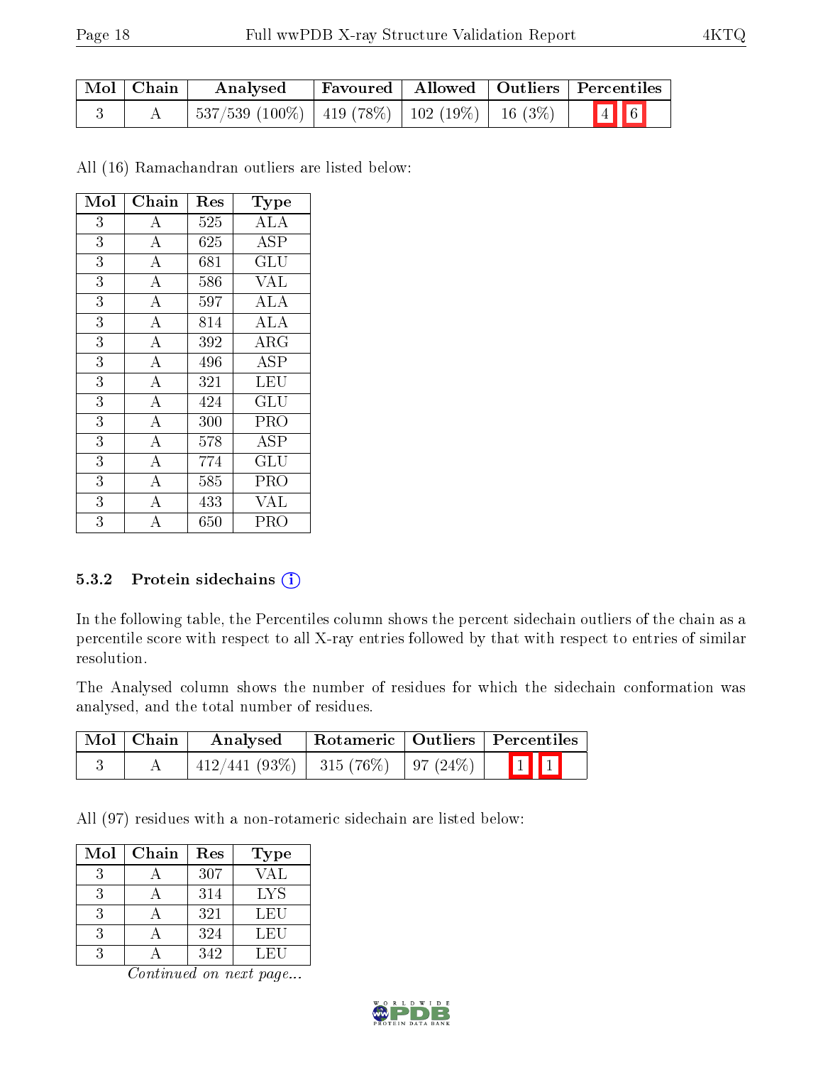| Mol | Chain | Analysed | Favoured | Allowed | Outliers | Percentiles |
|---|---|---|---|---|---|---|
| 3 | A | 537/539 (100%) | 419 (78%) | 102 (19%) | 16 (3%) | 4 6 |

All (16) Ramachandran outliers are listed below:

| Mol | Chain | Res | Type |
|---|---|---|---|
| 3 | A | 525 | ALA |
| 3 | A | 625 | ASP |
| 3 | A | 681 | GLU |
| 3 | A | 586 | VAL |
| 3 | A | 597 | ALA |
| 3 | A | 814 | ALA |
| 3 | A | 392 | ARG |
| 3 | A | 496 | ASP |
| 3 | A | 321 | LEU |
| 3 | A | 424 | GLU |
| 3 | A | 300 | PRO |
| 3 | A | 578 | ASP |
| 3 | A | 774 | GLU |
| 3 | A | 585 | PRO |
| 3 | A | 433 | VAL |
| 3 | A | 650 | PRO |

### 5.3.2 Protein sidechains

In the following table, the Percentiles column shows the percent sidechain outliers of the chain as a percentile score with respect to all X-ray entries followed by that with respect to entries of similar resolution.

The Analysed column shows the number of residues for which the sidechain conformation was analysed, and the total number of residues.

| Mol | Chain | Analysed | Rotameric | Outliers | Percentiles |
|---|---|---|---|---|---|
| 3 | A | 412/441 (93%) | 315 (76%) | 97 (24%) | 1 1 |

All (97) residues with a non-rotameric sidechain are listed below:

| Mol | Chain | Res | Type |
|---|---|---|---|
| 3 | A | 307 | VAL |
| 3 | A | 314 | LYS |
| 3 | A | 321 | LEU |
| 3 | A | 324 | LEU |
| 3 | A | 342 | LEU |

*Continued on next page...*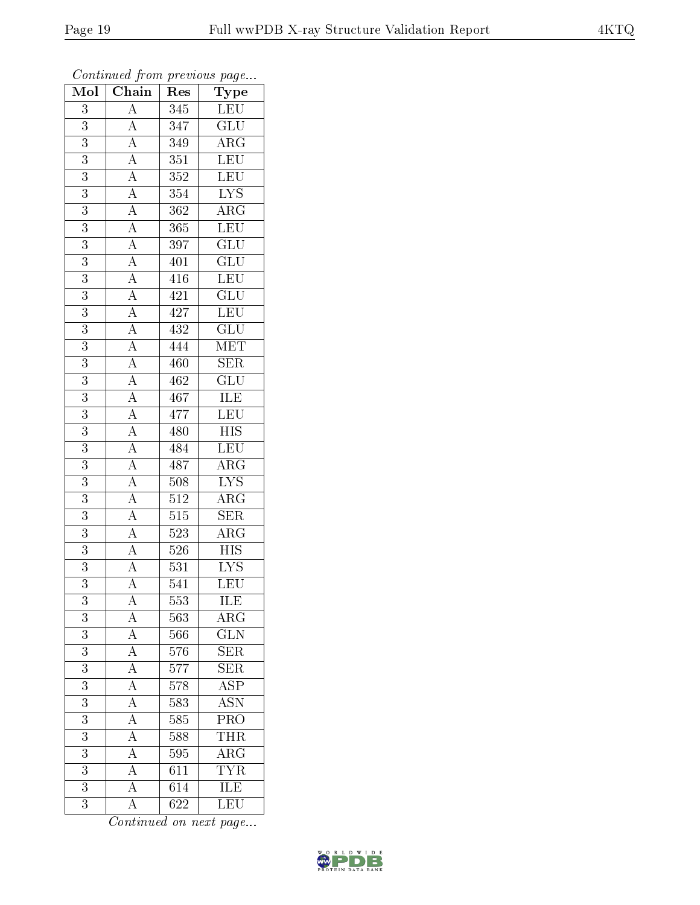*Continued from previous page...*

| Mol | Chain | Res | Type |
|---|---|---|---|
| 3 | A | 345 | LEU |
| 3 | A | 347 | GLU |
| 3 | A | 349 | ARG |
| 3 | A | 351 | LEU |
| 3 | A | 352 | LEU |
| 3 | A | 354 | LYS |
| 3 | A | 362 | ARG |
| 3 | A | 365 | LEU |
| 3 | A | 397 | GLU |
| 3 | A | 401 | GLU |
| 3 | A | 416 | LEU |
| 3 | A | 421 | GLU |
| 3 | A | 427 | LEU |
| 3 | A | 432 | GLU |
| 3 | A | 444 | MET |
| 3 | A | 460 | SER |
| 3 | A | 462 | GLU |
| 3 | A | 467 | ILE |
| 3 | A | 477 | LEU |
| 3 | A | 480 | HIS |
| 3 | A | 484 | LEU |
| 3 | A | 487 | ARG |
| 3 | A | 508 | LYS |
| 3 | A | 512 | ARG |
| 3 | A | 515 | SER |
| 3 | A | 523 | ARG |
| 3 | A | 526 | HIS |
| 3 | A | 531 | LYS |
| 3 | A | 541 | LEU |
| 3 | A | 553 | ILE |
| 3 | A | 563 | ARG |
| 3 | A | 566 | GLN |
| 3 | A | 576 | SER |
| 3 | A | 577 | SER |
| 3 | A | 578 | ASP |
| 3 | A | 583 | ASN |
| 3 | A | 585 | PRO |
| 3 | A | 588 | THR |
| 3 | A | 595 | ARG |
| 3 | A | 611 | TYR |
| 3 | A | 614 | ILE |
| 3 | A | 622 | LEU |

*Continued on next page...*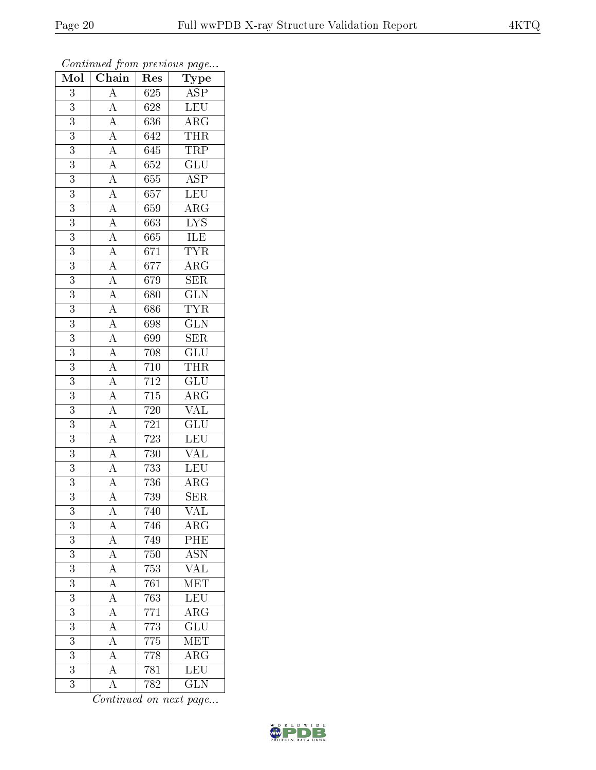*Continued from previous page...*

| Mol | Chain | Res | Type |
|---|---|---|---|
| 3 | A | 625 | ASP |
| 3 | A | 628 | LEU |
| 3 | A | 636 | ARG |
| 3 | A | 642 | THR |
| 3 | A | 645 | TRP |
| 3 | A | 652 | GLU |
| 3 | A | 655 | ASP |
| 3 | A | 657 | LEU |
| 3 | A | 659 | ARG |
| 3 | A | 663 | LYS |
| 3 | A | 665 | ILE |
| 3 | A | 671 | TYR |
| 3 | A | 677 | ARG |
| 3 | A | 679 | SER |
| 3 | A | 680 | GLN |
| 3 | A | 686 | TYR |
| 3 | A | 698 | GLN |
| 3 | A | 699 | SER |
| 3 | A | 708 | GLU |
| 3 | A | 710 | THR |
| 3 | A | 712 | GLU |
| 3 | A | 715 | ARG |
| 3 | A | 720 | VAL |
| 3 | A | 721 | GLU |
| 3 | A | 723 | LEU |
| 3 | A | 730 | VAL |
| 3 | A | 733 | LEU |
| 3 | A | 736 | ARG |
| 3 | A | 739 | SER |
| 3 | A | 740 | VAL |
| 3 | A | 746 | ARG |
| 3 | A | 749 | PHE |
| 3 | A | 750 | ASN |
| 3 | A | 753 | VAL |
| 3 | A | 761 | MET |
| 3 | A | 763 | LEU |
| 3 | A | 771 | ARG |
| 3 | A | 773 | GLU |
| 3 | A | 775 | MET |
| 3 | A | 778 | ARG |
| 3 | A | 781 | LEU |
| 3 | A | 782 | GLN |

*Continued on next page...*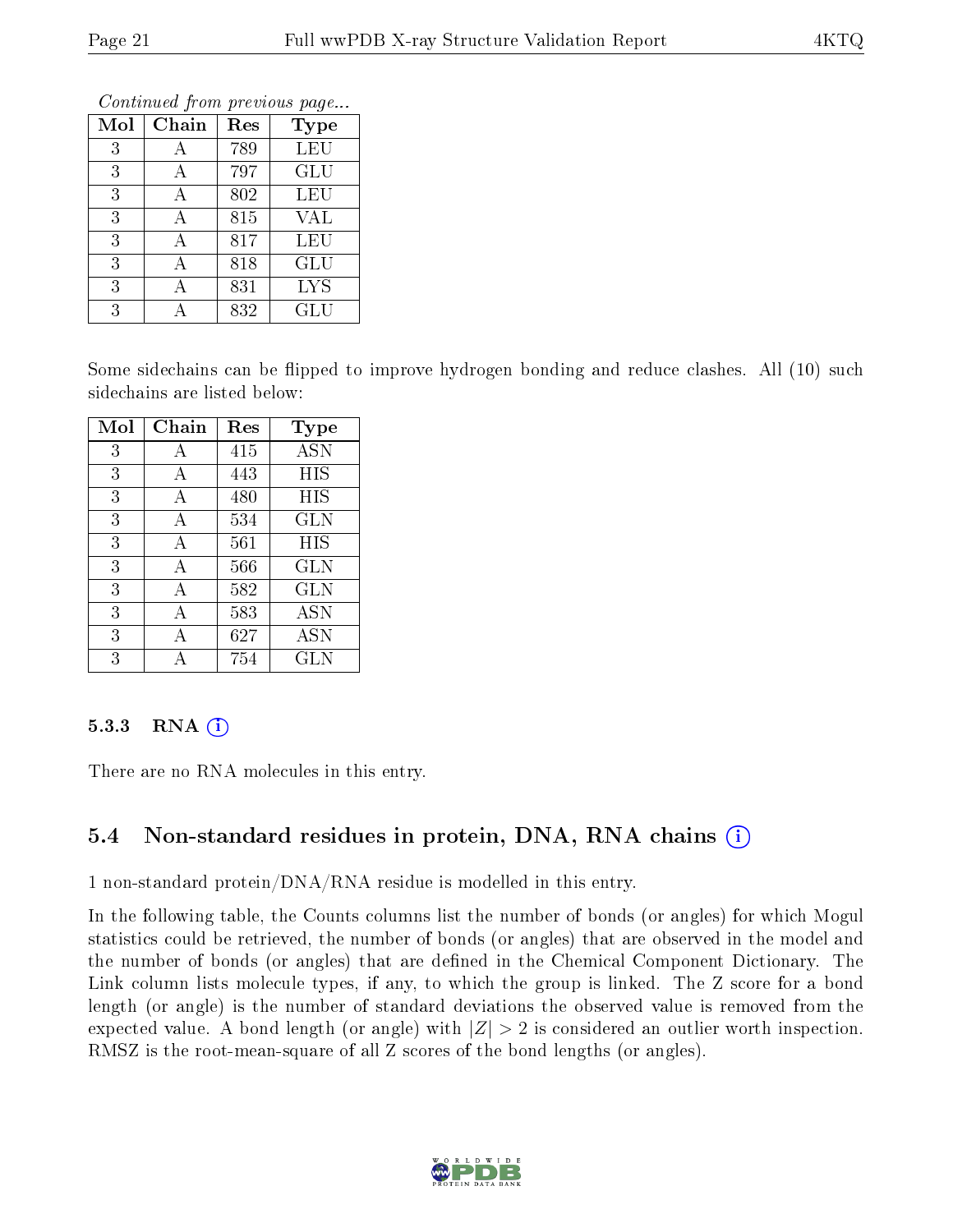*Continued from previous page...*

| Mol | Chain | Res | Type |
|---|---|---|---|
| 3 | A | 789 | LEU |
| 3 | A | 797 | GLU |
| 3 | A | 802 | LEU |
| 3 | A | 815 | VAL |
| 3 | A | 817 | LEU |
| 3 | A | 818 | GLU |
| 3 | A | 831 | LYS |
| 3 | A | 832 | GLU |

Some sidechains can be flipped to improve hydrogen bonding and reduce clashes. All (10) such sidechains are listed below:

| Mol | Chain | Res | Type |
|---|---|---|---|
| 3 | A | 415 | ASN |
| 3 | A | 443 | HIS |
| 3 | A | 480 | HIS |
| 3 | A | 534 | GLN |
| 3 | A | 561 | HIS |
| 3 | A | 566 | GLN |
| 3 | A | 582 | GLN |
| 3 | A | 583 | ASN |
| 3 | A | 627 | ASN |
| 3 | A | 754 | GLN |

### 5.3.3 RNA

There are no RNA molecules in this entry.

## 5.4 Non-standard residues in protein, DNA, RNA chains

1 non-standard protein/DNA/RNA residue is modelled in this entry.

In the following table, the Counts columns list the number of bonds (or angles) for which Mogul statistics could be retrieved, the number of bonds (or angles) that are observed in the model and the number of bonds (or angles) that are defined in the Chemical Component Dictionary. The Link column lists molecule types, if any, to which the group is linked. The Z score for a bond length (or angle) is the number of standard deviations the observed value is removed from the expected value. A bond length (or angle) with $|Z| > 2$ is considered an outlier worth inspection. RMSZ is the root-mean-square of all Z scores of the bond lengths (or angles).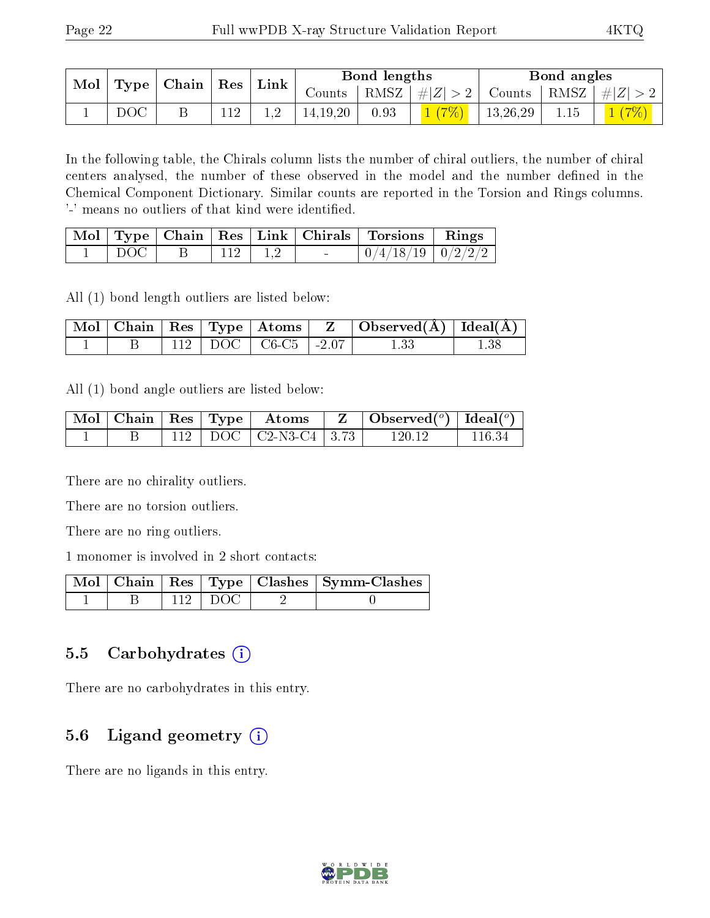| Mol | Type | Chain | Res | Link | Bond lengths | | | Bond angles | | |
|---|---|---|---|---|---|---|---|---|---|---|
| | | | | | Counts | RMSZ | #\|Z\| > 2 | Counts | RMSZ | #\|Z\| > 2 |
| 1 | DOC | B | 112 | 1,2 | 14,19,20 | 0.93 | 1 (7%) | 13,26,29 | 1.15 | 1 (7%) |

In the following table, the Chirals column lists the number of chiral outliers, the number of chiral centers analysed, the number of these observed in the model and the number defined in the Chemical Component Dictionary. Similar counts are reported in the Torsion and Rings columns. '-' means no outliers of that kind were identified.

| Mol | Type | Chain | Res | Link | Chirals | Torsions | Rings |
|---|---|---|---|---|---|---|---|
| 1 | DOC | B | 112 | 1,2 | - | 0/4/18/19 | 0/2/2/2 |

All (1) bond length outliers are listed below:

| Mol | Chain | Res | Type | Atoms | Z | Observed(Å) | Ideal(Å) |
|---|---|---|---|---|---|---|---|
| 1 | B | 112 | DOC | C6-C5 | -2.07 | 1.33 | 1.38 |

All (1) bond angle outliers are listed below:

| Mol | Chain | Res | Type | Atoms | Z | Observed(°) | Ideal(°) |
|---|---|---|---|---|---|---|---|
| 1 | B | 112 | DOC | C2-N3-C4 | 3.73 | 120.12 | 116.34 |

There are no chirality outliers.

There are no torsion outliers.

There are no ring outliers.

1 monomer is involved in 2 short contacts:

| Mol | Chain | Res | Type | Clashes | Symm-Clashes |
|---|---|---|---|---|---|
| 1 | B | 112 | DOC | 2 | 0 |

## 5.5 Carbohydrates

There are no carbohydrates in this entry.

## 5.6 Ligand geometry

There are no ligands in this entry.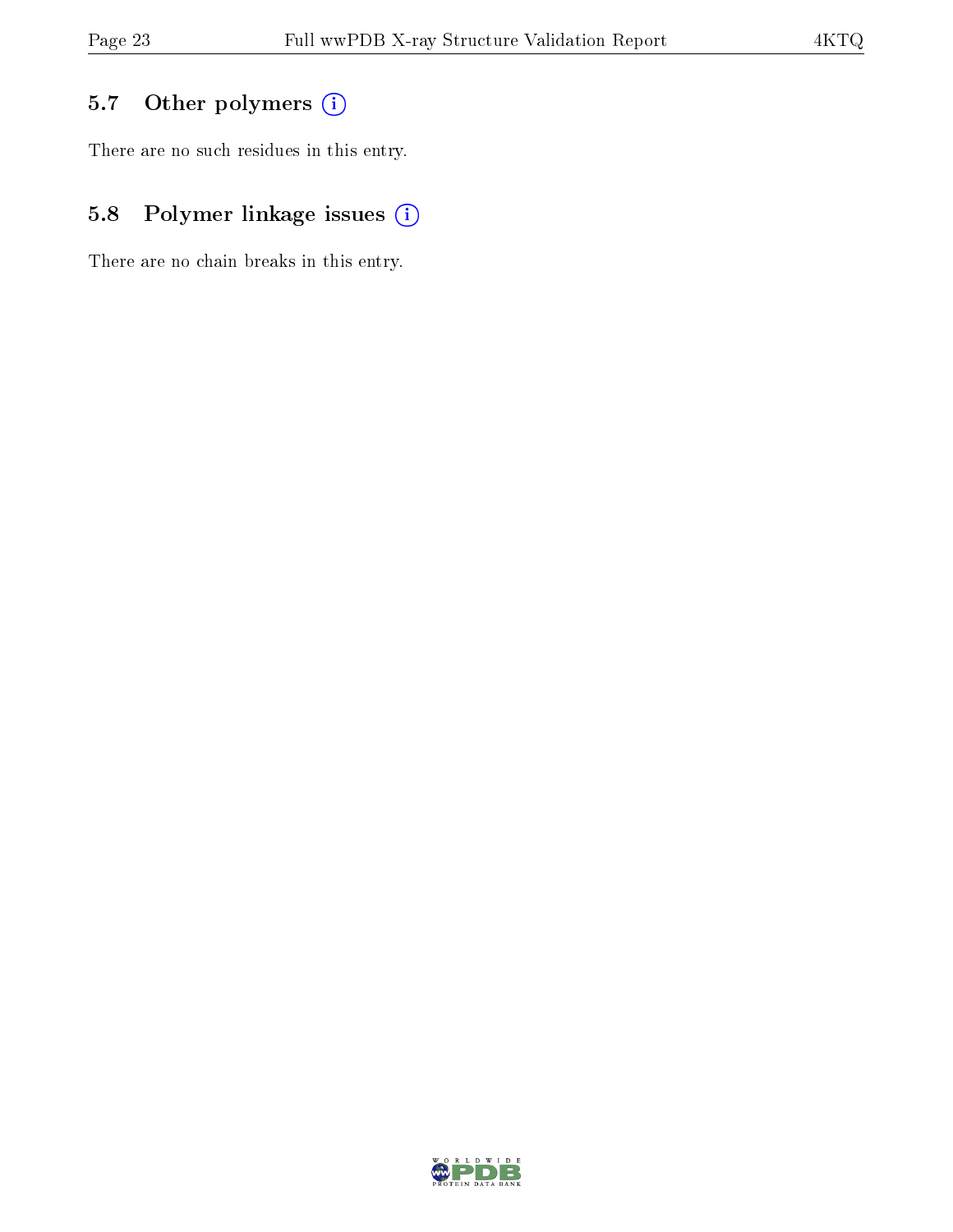## 5.7 Other polymers (i)

There are no such residues in this entry.

## 5.8 Polymer linkage issues (i)

There are no chain breaks in this entry.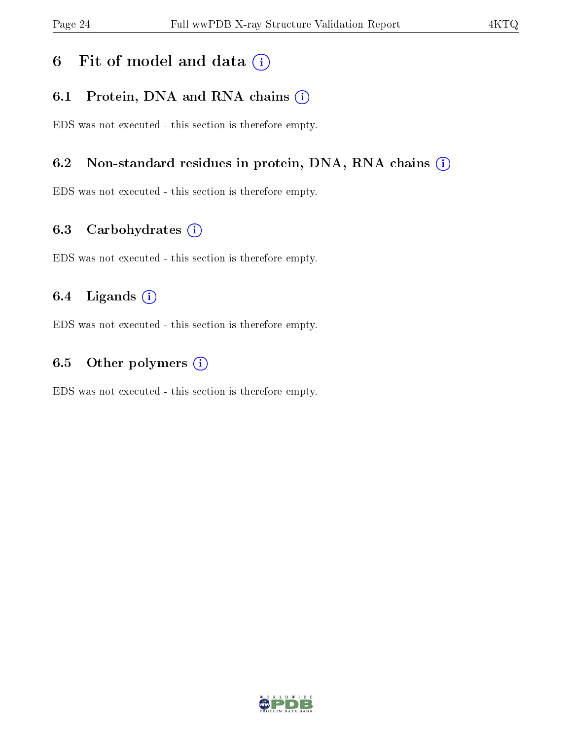# 6 Fit of model and data

## 6.1 Protein, DNA and RNA chains

EDS was not executed - this section is therefore empty.

## 6.2 Non-standard residues in protein, DNA, RNA chains

EDS was not executed - this section is therefore empty.

## 6.3 Carbohydrates

EDS was not executed - this section is therefore empty.

## 6.4 Ligands

EDS was not executed - this section is therefore empty.

## 6.5 Other polymers

EDS was not executed - this section is therefore empty.